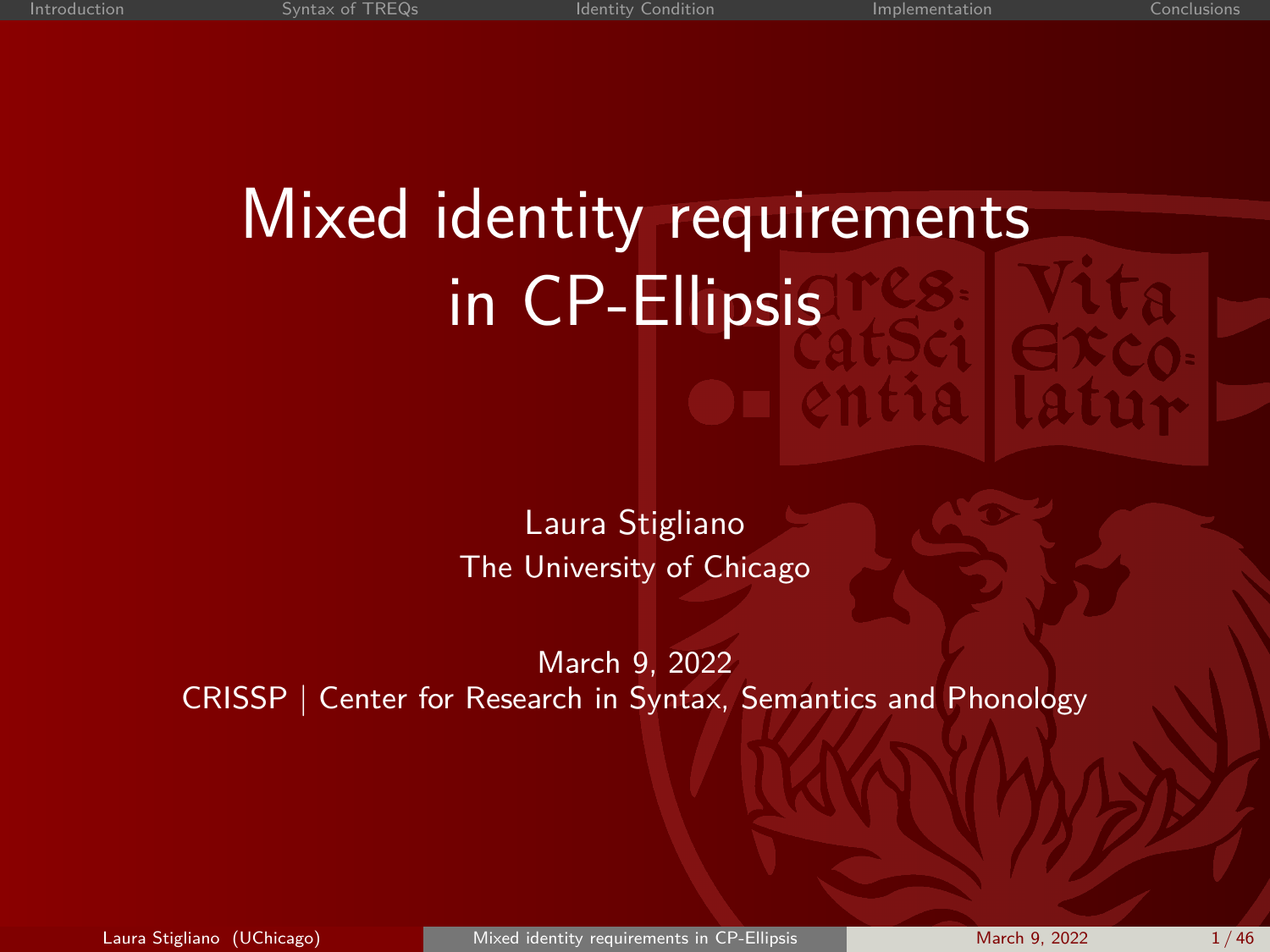# Mixed identity requirements in CP-Ellipsis

Laura Stigliano
The University of Chicago

March 9, 2022
CRISSP | Center for Research in Syntax, Semantics and Phonology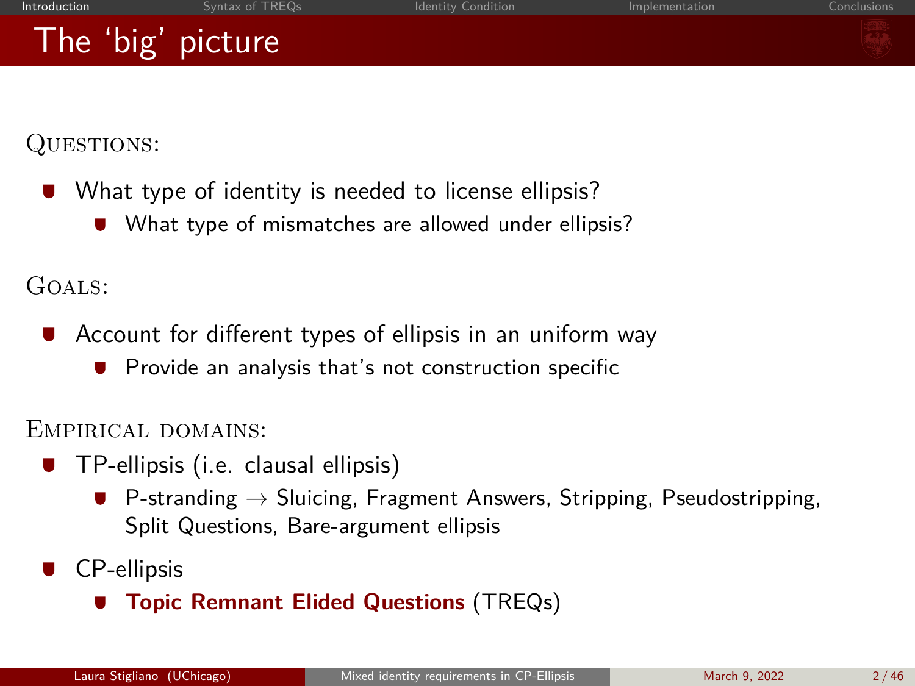# The 'big' picture

Questions:

- What type of identity is needed to license ellipsis?
  - What type of mismatches are allowed under ellipsis?

Goals:

- Account for different types of ellipsis in an uniform way
  - Provide an analysis that's not construction specific

Empirical domains:

- TP-ellipsis (i.e. clausal ellipsis)
  - P-stranding → Sluicing, Fragment Answers, Stripping, Pseudostripping, Split Questions, Bare-argument ellipsis
- CP-ellipsis
  - **Topic Remnant Elided Questions** (TREQs)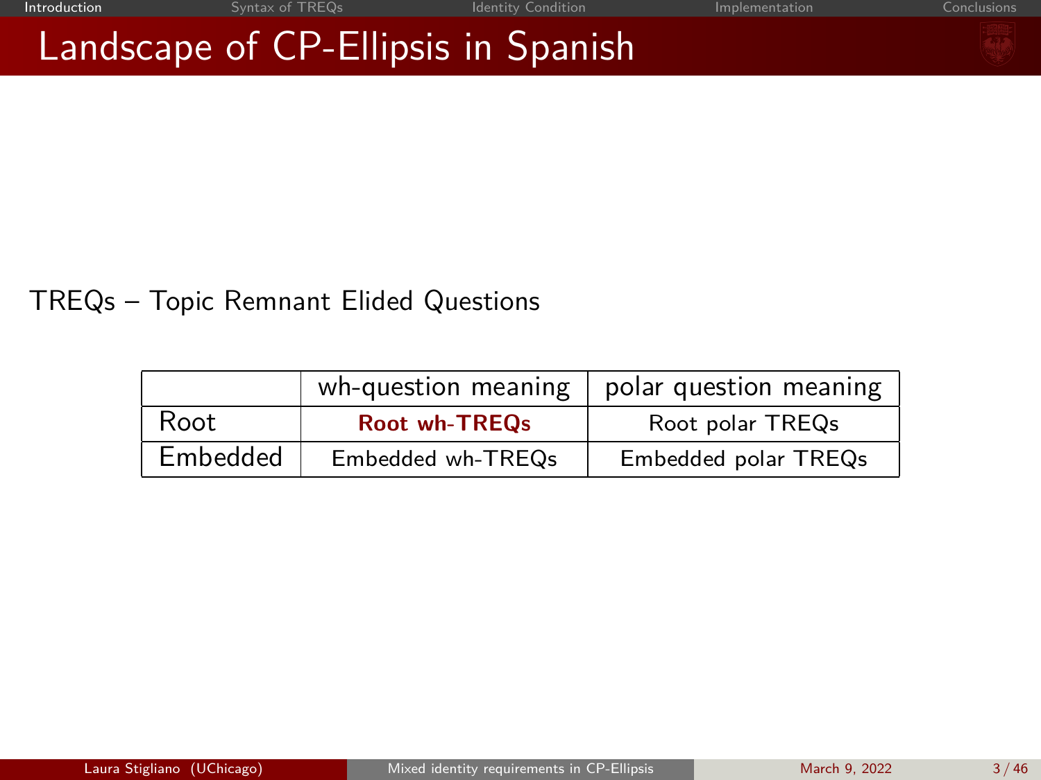# Landscape of CP-Ellipsis in Spanish

TREQs – Topic Remnant Elided Questions

| | wh-question meaning | polar question meaning |
|---|---|---|
| Root | **Root wh-TREQs** | Root polar TREQs |
| Embedded | Embedded wh-TREQs | Embedded polar TREQs |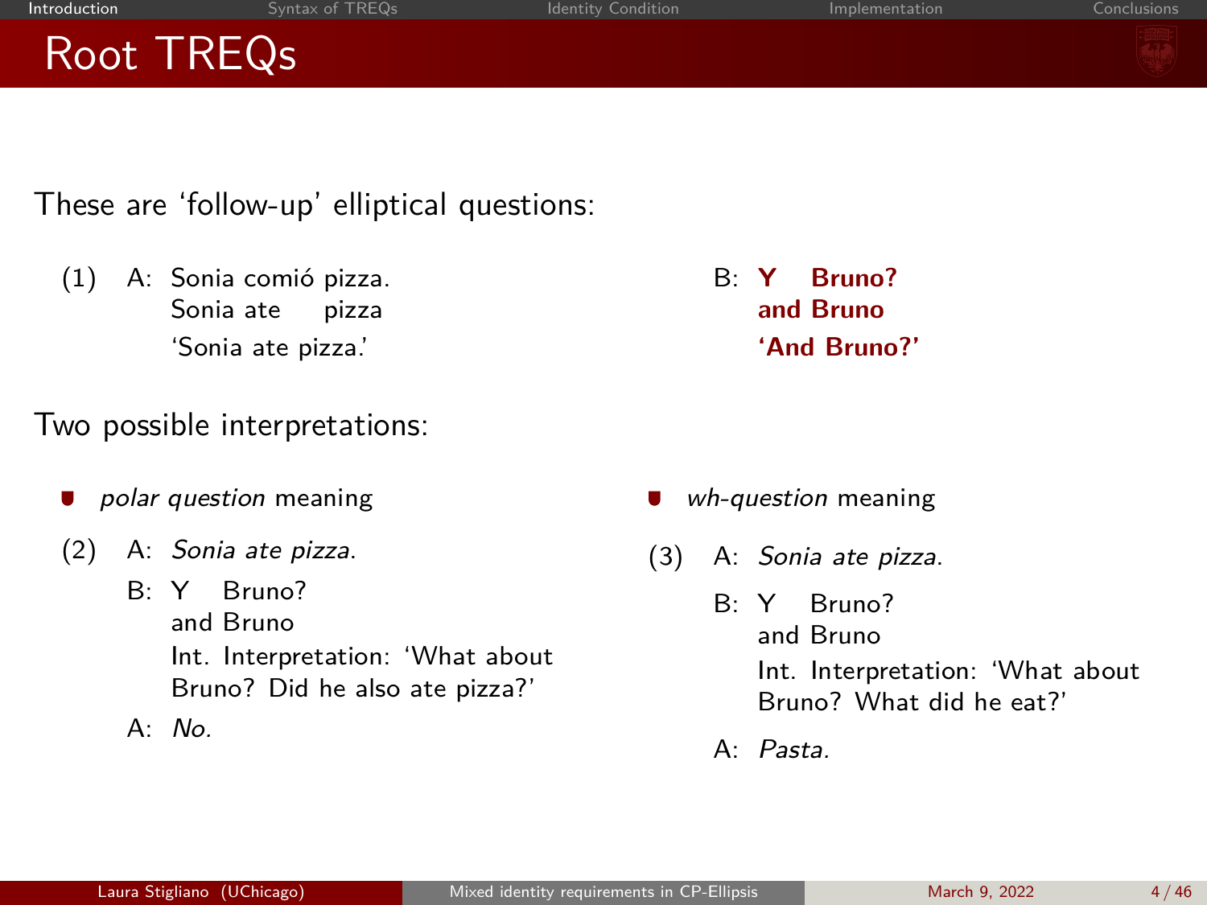# Root TREQs

These are 'follow-up' elliptical questions:

(1) A: Sonia comió pizza.
    Sonia ate pizza
    'Sonia ate pizza.'

B: **Y Bruno?**
   **and Bruno**
   **'And Bruno?'**

Two possible interpretations:

- *polar question* meaning

(2) A: *Sonia ate pizza.*
    B: Y Bruno?
       and Bruno
       Int. Interpretation: 'What about Bruno? Did he also ate pizza?'
    A: *No.*

- *wh-question* meaning

(3) A: *Sonia ate pizza.*
    B: Y Bruno?
       and Bruno
       Int. Interpretation: 'What about Bruno? What did he eat?'
    A: *Pasta.*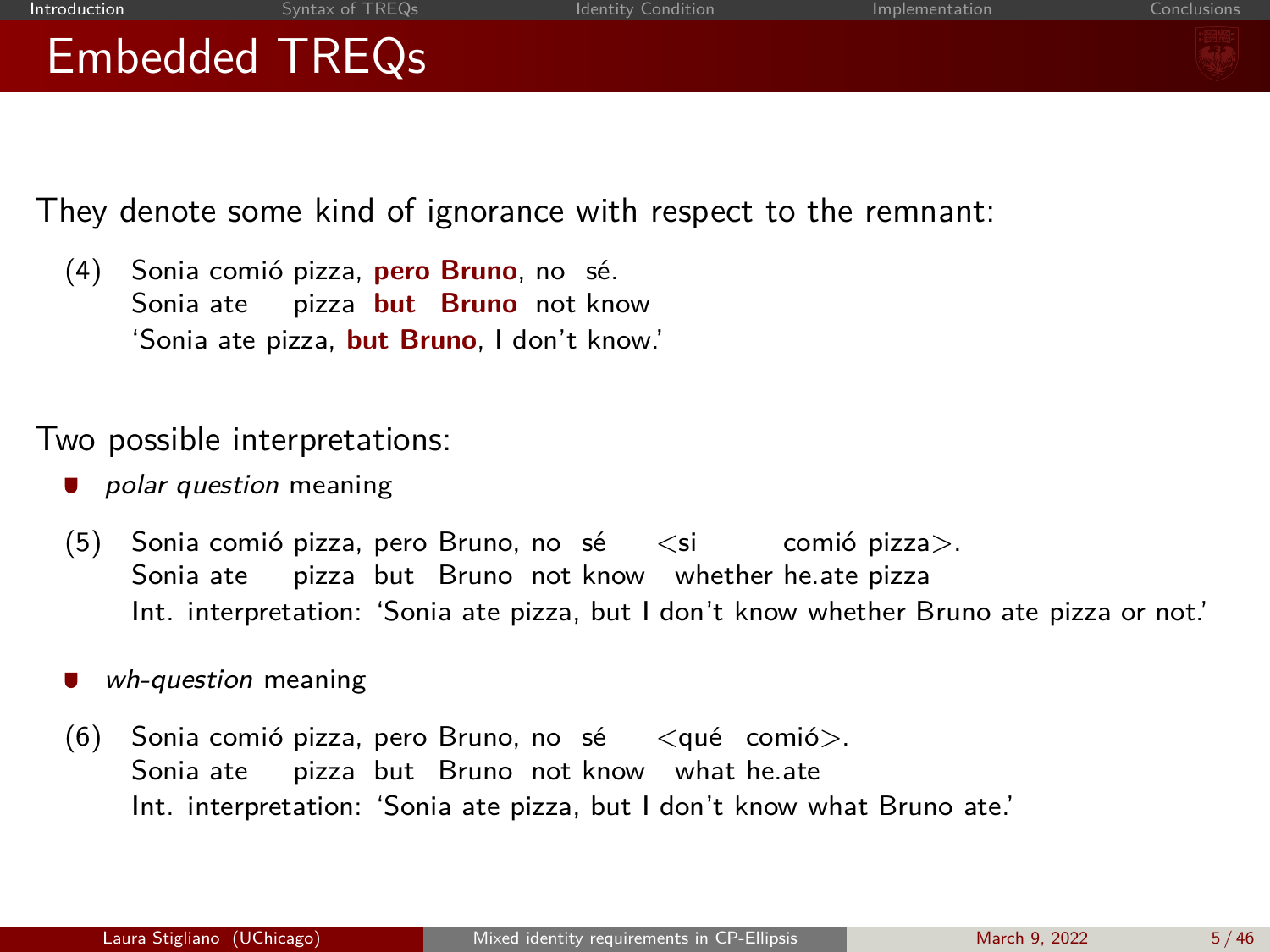# Embedded TREQs

They denote some kind of ignorance with respect to the remnant:

(4) Sonia comió pizza, **pero Bruno**, no sé.
Sonia ate pizza **but Bruno** not know
'Sonia ate pizza, **but Bruno**, I don't know.'

Two possible interpretations:

- *polar question* meaning

(5) Sonia comió pizza, pero Bruno, no sé <si comió pizza>.
Sonia ate pizza but Bruno not know whether he.ate pizza
Int. interpretation: 'Sonia ate pizza, but I don't know whether Bruno ate pizza or not.'

- *wh-question* meaning

(6) Sonia comió pizza, pero Bruno, no sé <qué comió>.
Sonia ate pizza but Bruno not know what he.ate
Int. interpretation: 'Sonia ate pizza, but I don't know what Bruno ate.'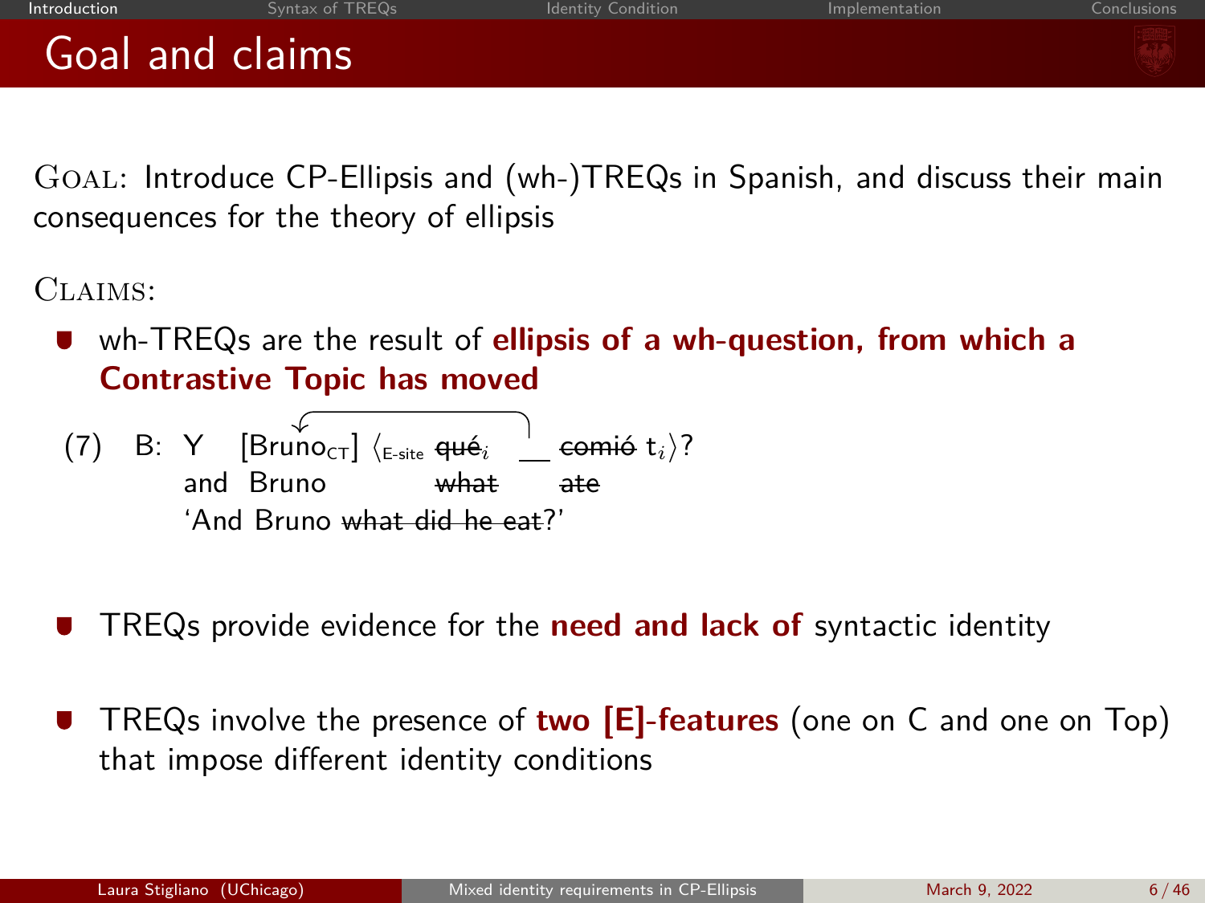# Goal and claims

Goal: Introduce CP-Ellipsis and (wh-)TREQs in Spanish, and discuss their main consequences for the theory of ellipsis

Claims:

- wh-TREQs are the result of **ellipsis of a wh-question, from which a Contrastive Topic has moved**

(7) B: Y [Bruno$_{CT}$] ⟨$_{\text{E-site}}$ ~~qué~~$_i$ \_\_ ~~comió~~ t$_i$⟩?
and Bruno ~~what~~ ~~ate~~
'And Bruno ~~what did he eat~~?'

- TREQs provide evidence for the **need and lack of** syntactic identity

- TREQs involve the presence of **two [E]-features** (one on C and one on Top) that impose different identity conditions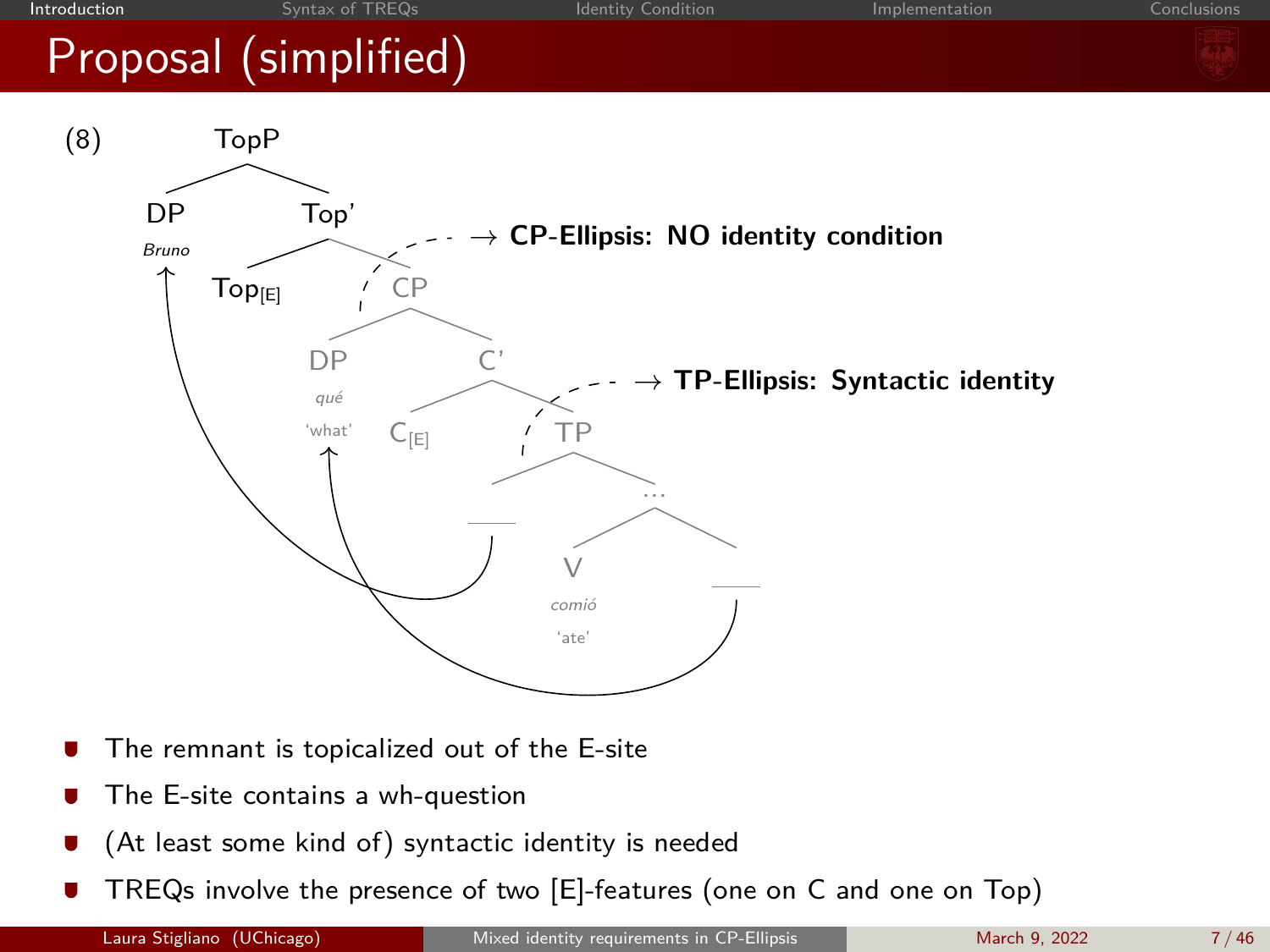# Proposal (simplified)

(8)

TopP
- DP *Bruno*
- Top'
  - Top[E]
  - CP ⟶ **CP-Ellipsis: NO identity condition**
    - DP *qué* 'what'
    - C'
      - C[E]
      - TP ⟶ **TP-Ellipsis: Syntactic identity**
        - ___
        - ...
          - V *comió* 'ate'
          - ___

- The remnant is topicalized out of the E-site
- The E-site contains a wh-question
- (At least some kind of) syntactic identity is needed
- TREQs involve the presence of two [E]-features (one on C and one on Top)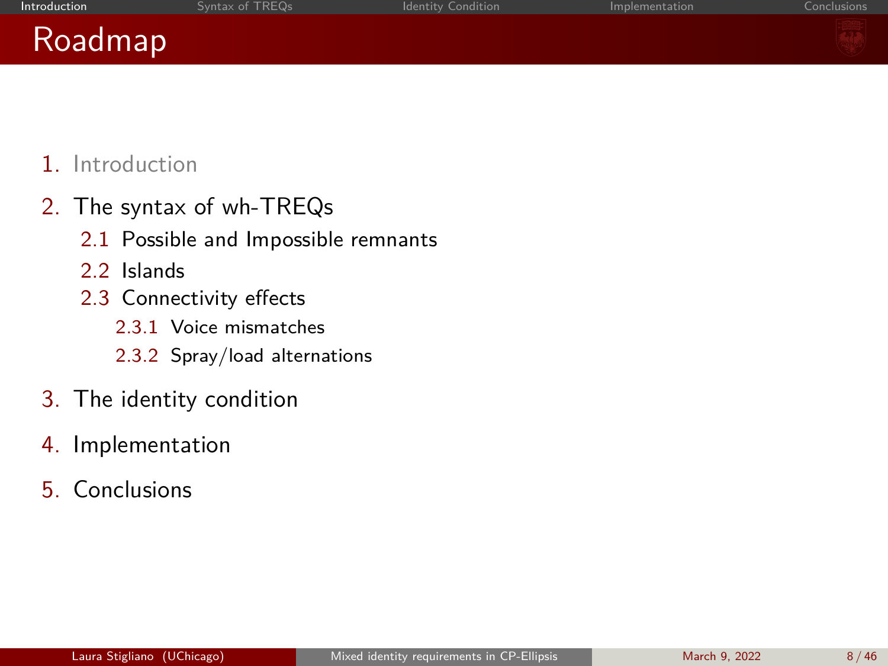# Roadmap

1. Introduction
2. The syntax of wh-TREQs
   - 2.1 Possible and Impossible remnants
   - 2.2 Islands
   - 2.3 Connectivity effects
     - 2.3.1 Voice mismatches
     - 2.3.2 Spray/load alternations
3. The identity condition
4. Implementation
5. Conclusions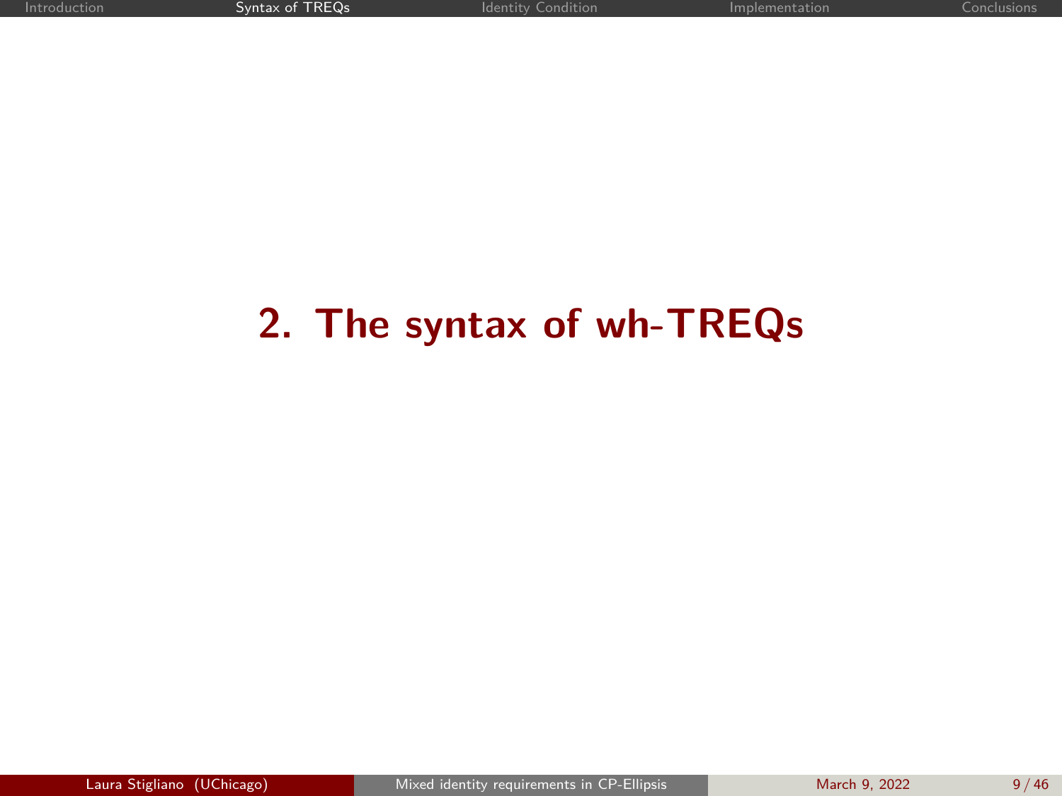# 2. The syntax of wh-TREQs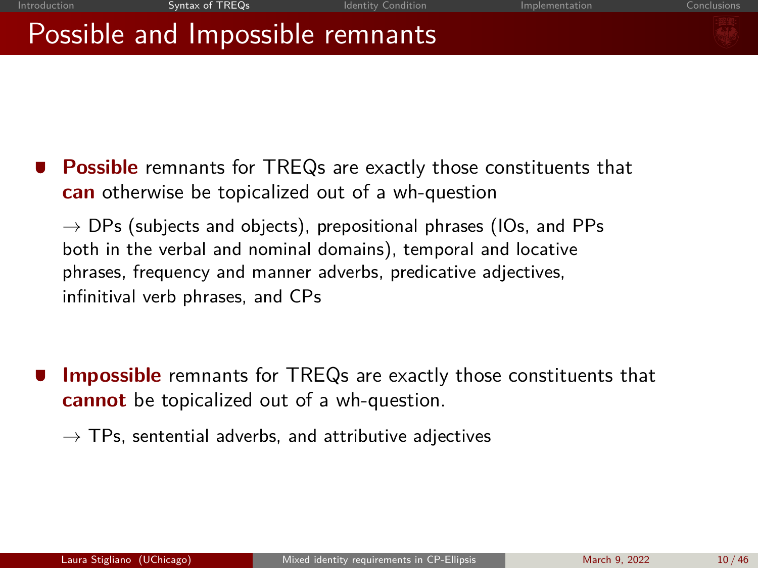# Possible and Impossible remnants

- **Possible** remnants for TREQs are exactly those constituents that **can** otherwise be topicalized out of a wh-question

  → DPs (subjects and objects), prepositional phrases (IOs, and PPs both in the verbal and nominal domains), temporal and locative phrases, frequency and manner adverbs, predicative adjectives, infinitival verb phrases, and CPs

- **Impossible** remnants for TREQs are exactly those constituents that **cannot** be topicalized out of a wh-question.

  → TPs, sentential adverbs, and attributive adjectives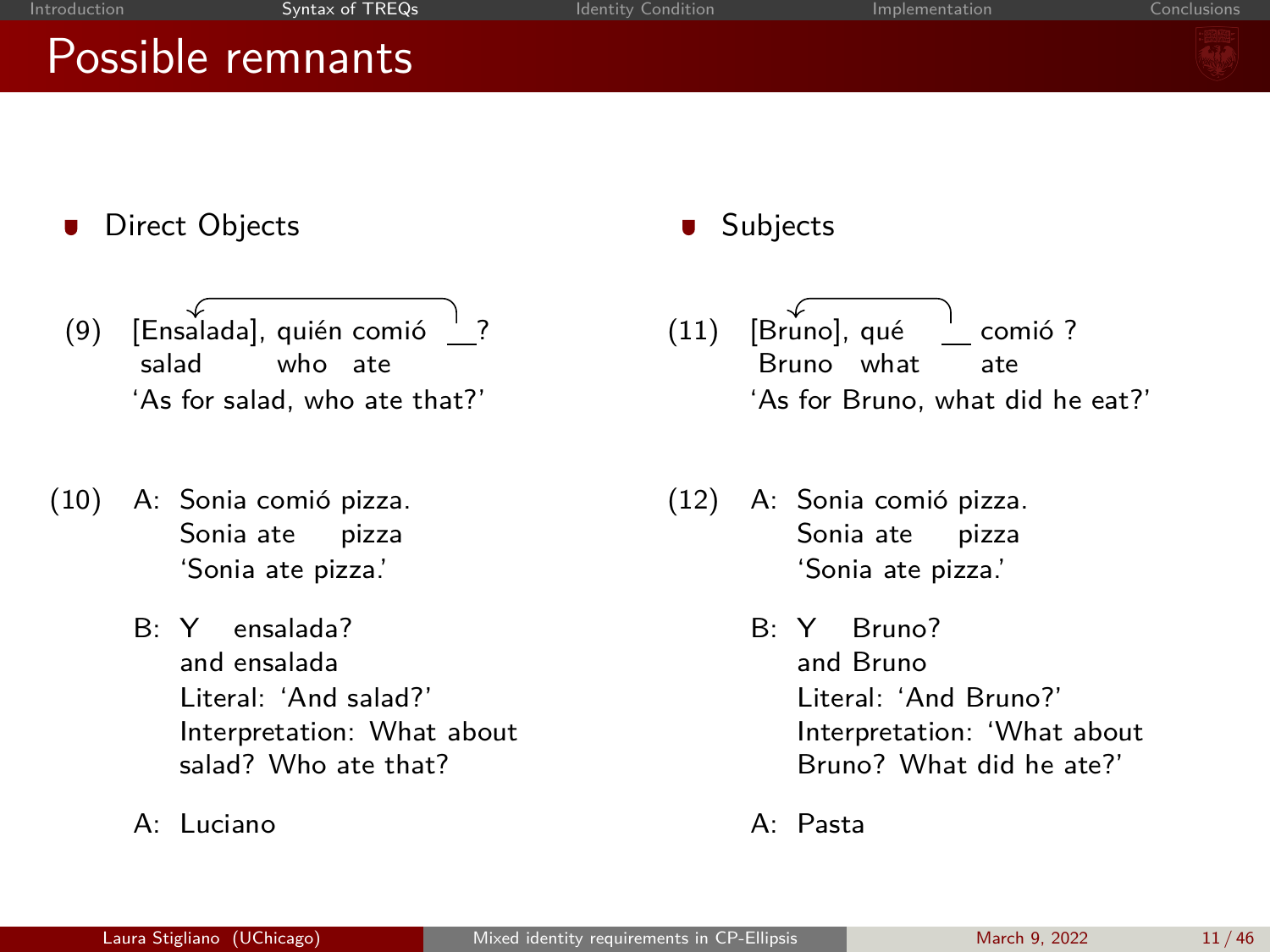# Possible remnants

- Direct Objects

(9) [Ensalada], quién comió __?
salad who ate
'As for salad, who ate that?'

(10) A: Sonia comió pizza.
Sonia ate pizza
'Sonia ate pizza.'

B: Y ensalada?
and ensalada
Literal: 'And salad?'
Interpretation: What about salad? Who ate that?

A: Luciano

- Subjects

(11) [Bruno], qué __ comió ?
Bruno what ate
'As for Bruno, what did he eat?'

(12) A: Sonia comió pizza.
Sonia ate pizza
'Sonia ate pizza.'

B: Y Bruno?
and Bruno
Literal: 'And Bruno?'
Interpretation: 'What about Bruno? What did he ate?'

A: Pasta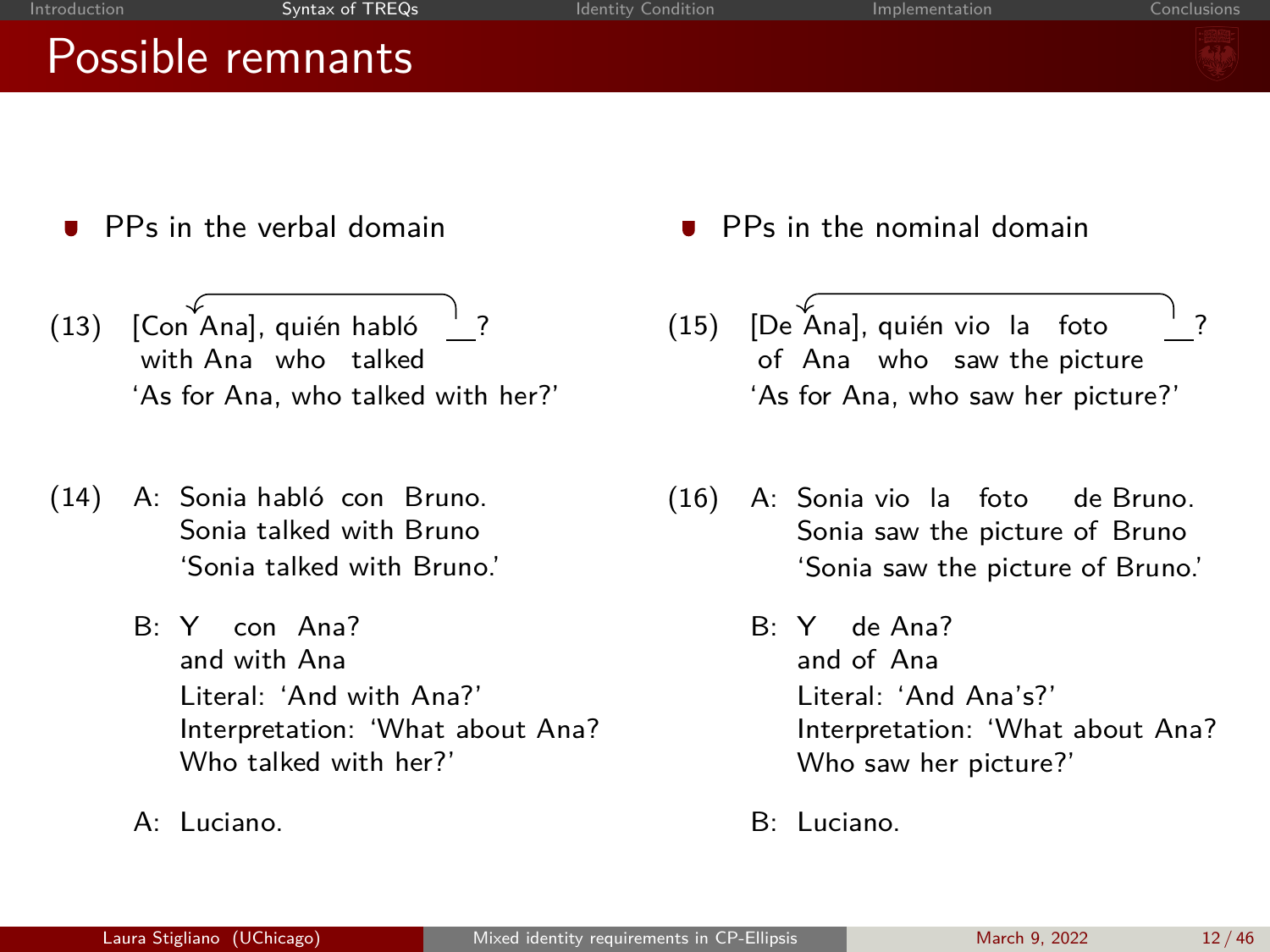# Possible remnants

- PPs in the verbal domain

(13) [Con Ana], quién habló \_\_?
with Ana who talked
'As for Ana, who talked with her?'

(14) A: Sonia habló con Bruno.
Sonia talked with Bruno
'Sonia talked with Bruno.'

B: Y con Ana?
and with Ana
Literal: 'And with Ana?'
Interpretation: 'What about Ana? Who talked with her?'

A: Luciano.

- PPs in the nominal domain

(15) [De Ana], quién vio la foto \_\_?
of Ana who saw the picture
'As for Ana, who saw her picture?'

(16) A: Sonia vio la foto de Bruno.
Sonia saw the picture of Bruno
'Sonia saw the picture of Bruno.'

B: Y de Ana?
and of Ana
Literal: 'And Ana's?'
Interpretation: 'What about Ana? Who saw her picture?'

B: Luciano.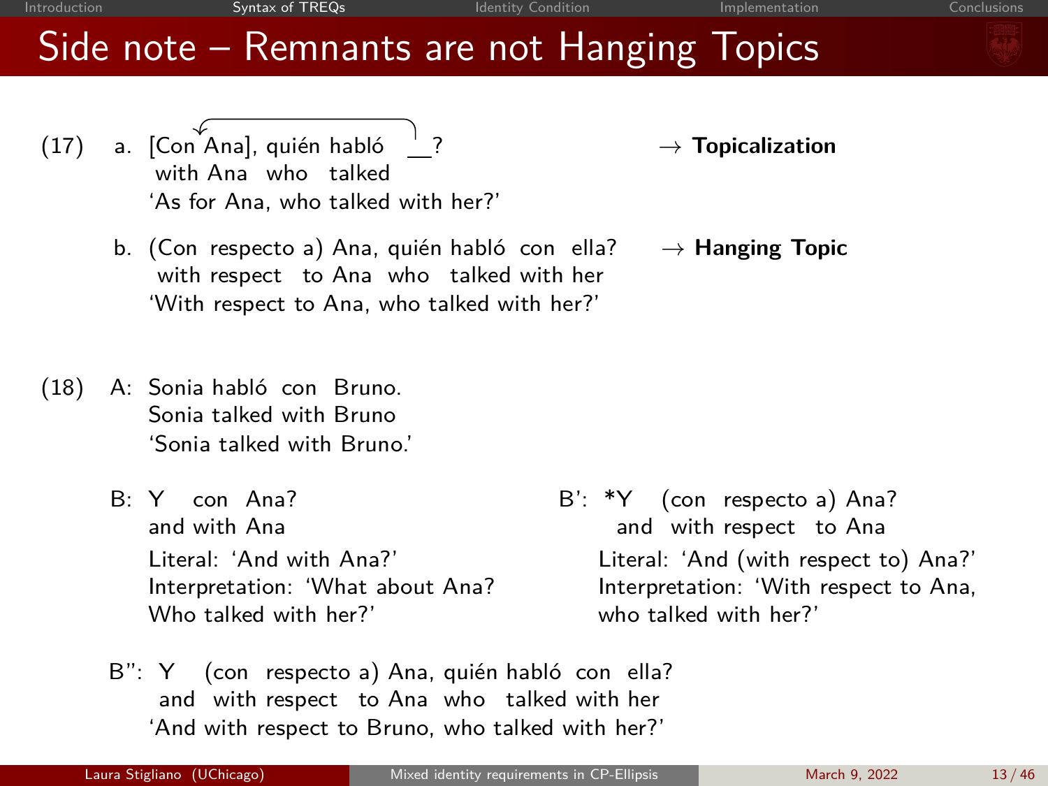# Side note – Remnants are not Hanging Topics

(17) a. [Con Ana], quién habló \_\_?
with Ana who talked
'As for Ana, who talked with her?'
→ **Topicalization**

b. (Con respecto a) Ana, quién habló con ella?
with respect to Ana who talked with her
'With respect to Ana, who talked with her?'
→ **Hanging Topic**

(18) A: Sonia habló con Bruno.
Sonia talked with Bruno
'Sonia talked with Bruno.'

B: Y con Ana?
and with Ana
Literal: 'And with Ana?'
Interpretation: 'What about Ana? Who talked with her?'

B': *Y (con respecto a) Ana?
and with respect to Ana
Literal: 'And (with respect to) Ana?'
Interpretation: 'With respect to Ana, who talked with her?'

B'': Y (con respecto a) Ana, quién habló con ella?
and with respect to Ana who talked with her
'And with respect to Bruno, who talked with her?'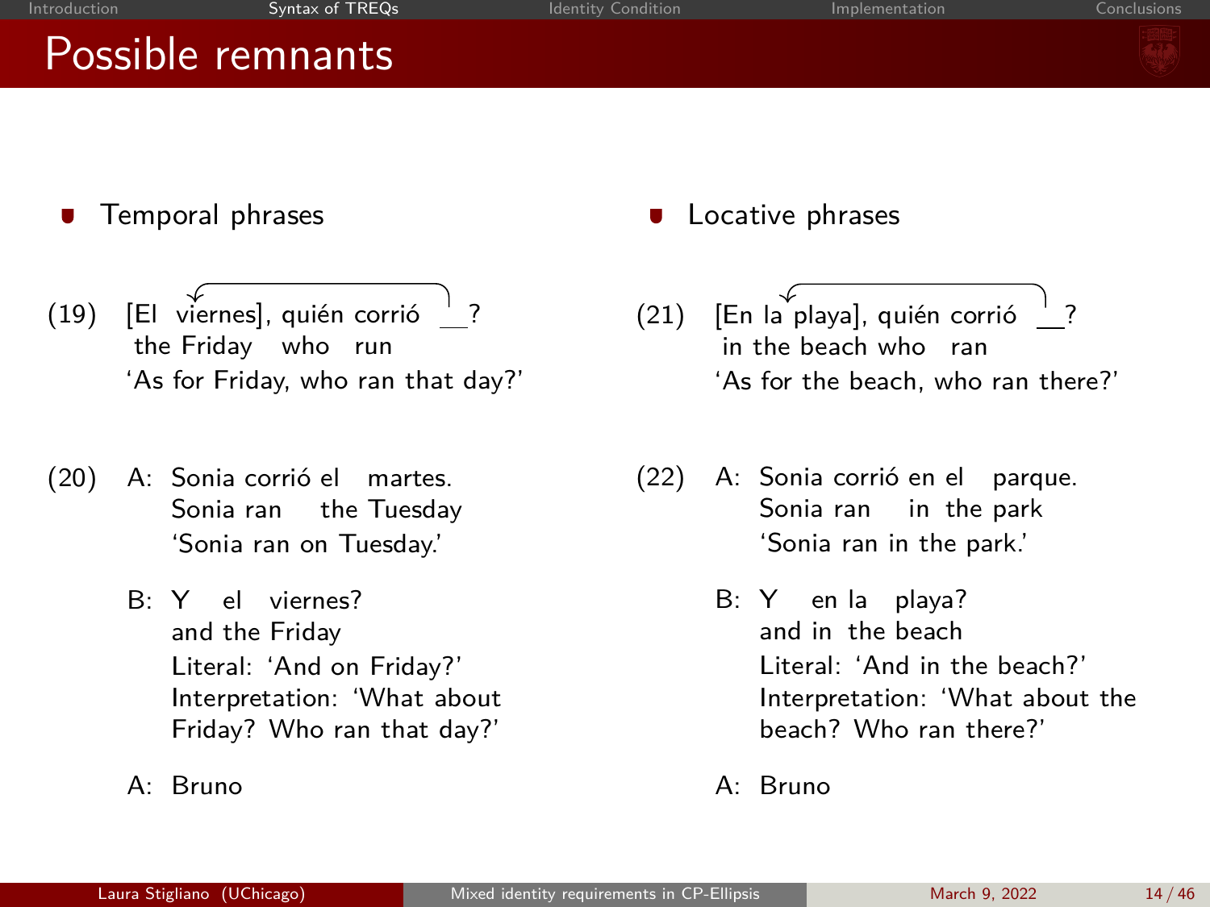# Possible remnants

- Temporal phrases

(19) [El viernes], quién corrió __?
the Friday who run
'As for Friday, who ran that day?'

(20) A: Sonia corrió el martes.
Sonia ran the Tuesday
'Sonia ran on Tuesday.'

B: Y el viernes?
and the Friday
Literal: 'And on Friday?'
Interpretation: 'What about Friday? Who ran that day?'

A: Bruno

- Locative phrases

(21) [En la playa], quién corrió __?
in the beach who ran
'As for the beach, who ran there?'

(22) A: Sonia corrió en el parque.
Sonia ran in the park
'Sonia ran in the park.'

B: Y en la playa?
and in the beach
Literal: 'And in the beach?'
Interpretation: 'What about the beach? Who ran there?'

A: Bruno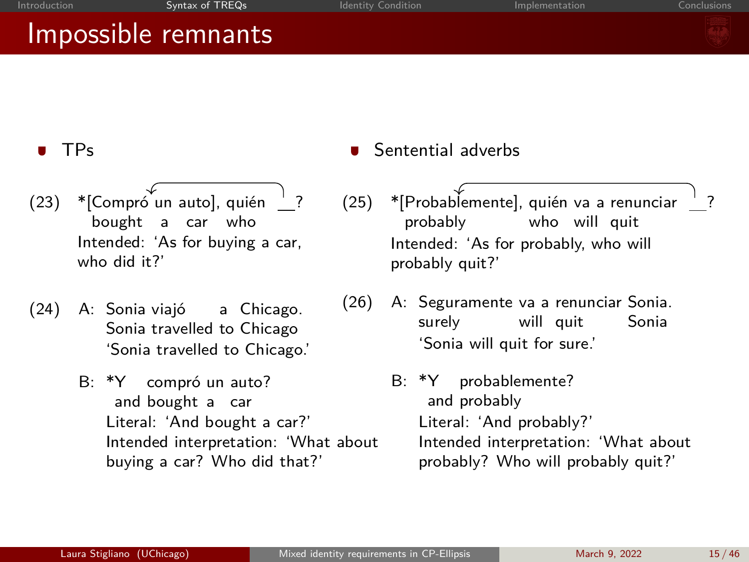# Impossible remnants

- TPs

(23) *[Compró un auto], quién __?
  bought a car who
  Intended: 'As for buying a car, who did it?'

(24) A: Sonia viajó a Chicago.
  Sonia travelled to Chicago
  'Sonia travelled to Chicago.'

  B: *Y compró un auto?
  and bought a car
  Literal: 'And bought a car?'
  Intended interpretation: 'What about buying a car? Who did that?'

- Sentential adverbs

(25) *[Probablemente], quién va a renunciar __?
  probably who will quit
  Intended: 'As for probably, who will probably quit?'

(26) A: Seguramente va a renunciar Sonia.
  surely will quit Sonia
  'Sonia will quit for sure.'

  B: *Y probablemente?
  and probably
  Literal: 'And probably?'
  Intended interpretation: 'What about probably? Who will probably quit?'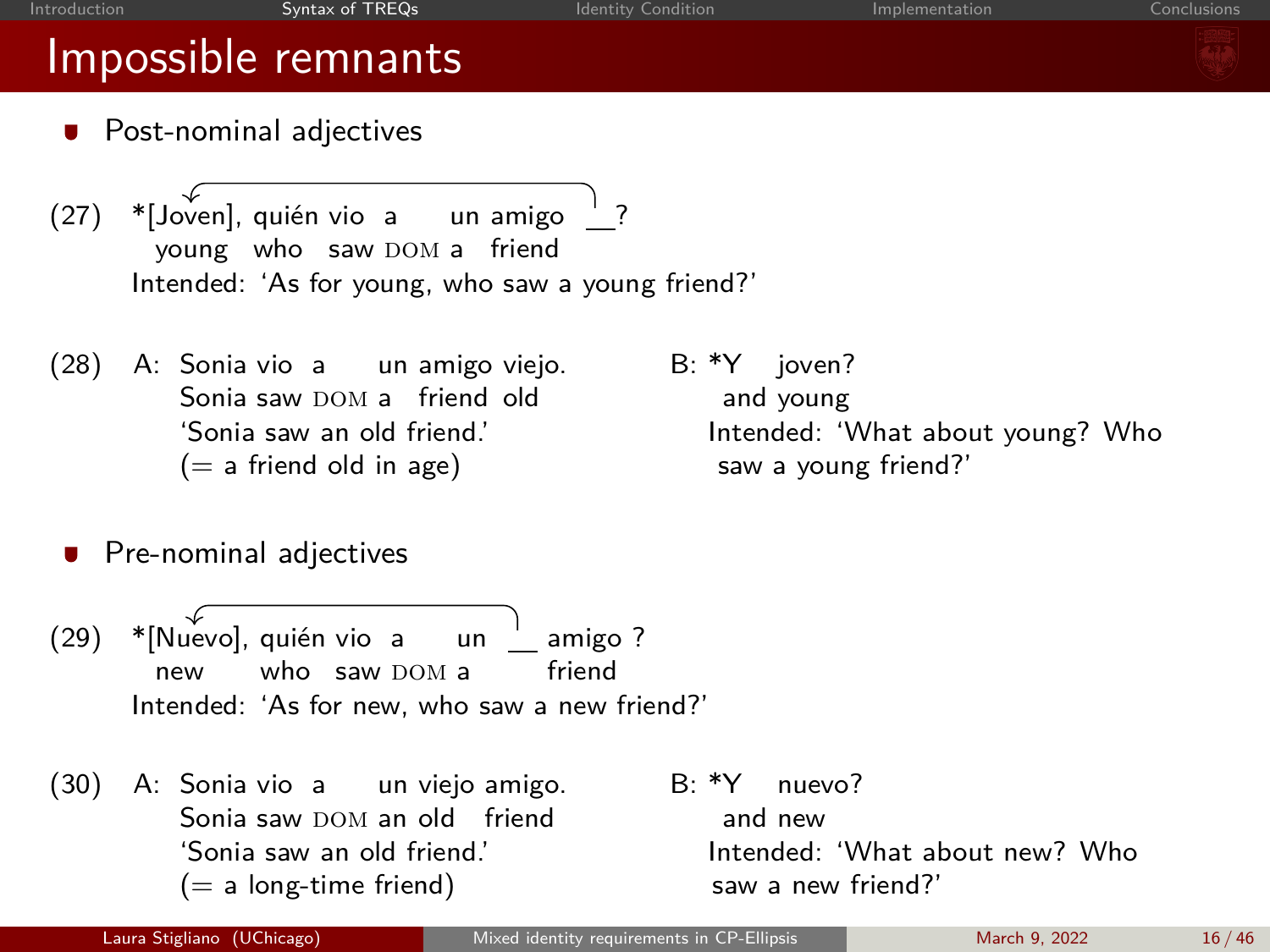# Impossible remnants

- Post-nominal adjectives

(27) *[Joven], quién vio a un amigo __?
young who saw DOM a friend
Intended: 'As for young, who saw a young friend?'

(28) A: Sonia vio a un amigo viejo.
Sonia saw DOM a friend old
'Sonia saw an old friend.'
(= a friend old in age)

B: *Y joven?
and young
Intended: 'What about young? Who saw a young friend?'

- Pre-nominal adjectives

(29) *[Nuevo], quién vio a un __ amigo ?
new who saw DOM a friend
Intended: 'As for new, who saw a new friend?'

(30) A: Sonia vio a un viejo amigo.
Sonia saw DOM an old friend
'Sonia saw an old friend.'
(= a long-time friend)

B: *Y nuevo?
and new
Intended: 'What about new? Who saw a new friend?'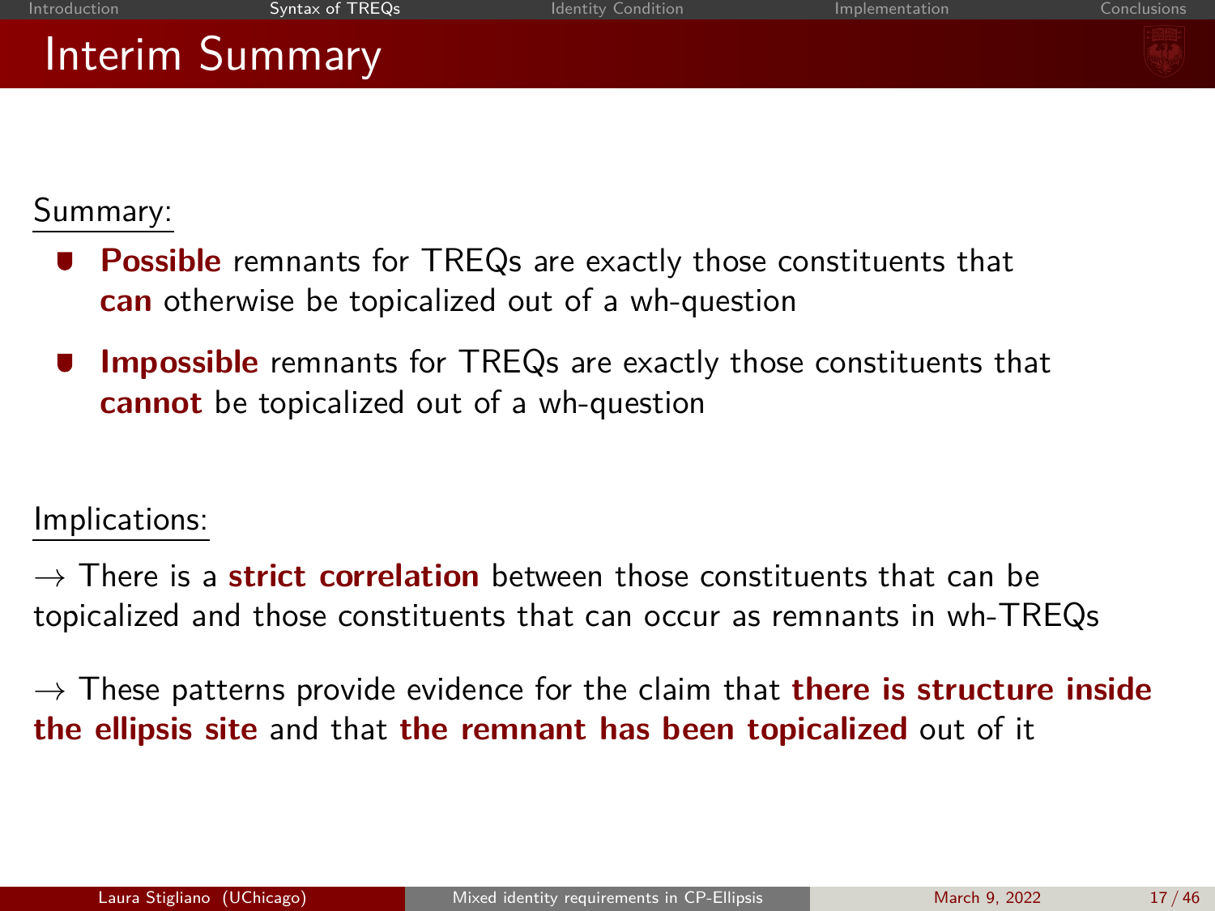# Interim Summary

Summary:

- **Possible** remnants for TREQs are exactly those constituents that **can** otherwise be topicalized out of a wh-question
- **Impossible** remnants for TREQs are exactly those constituents that **cannot** be topicalized out of a wh-question

Implications:

→ There is a **strict correlation** between those constituents that can be topicalized and those constituents that can occur as remnants in wh-TREQs

→ These patterns provide evidence for the claim that **there is structure inside the ellipsis site** and that **the remnant has been topicalized** out of it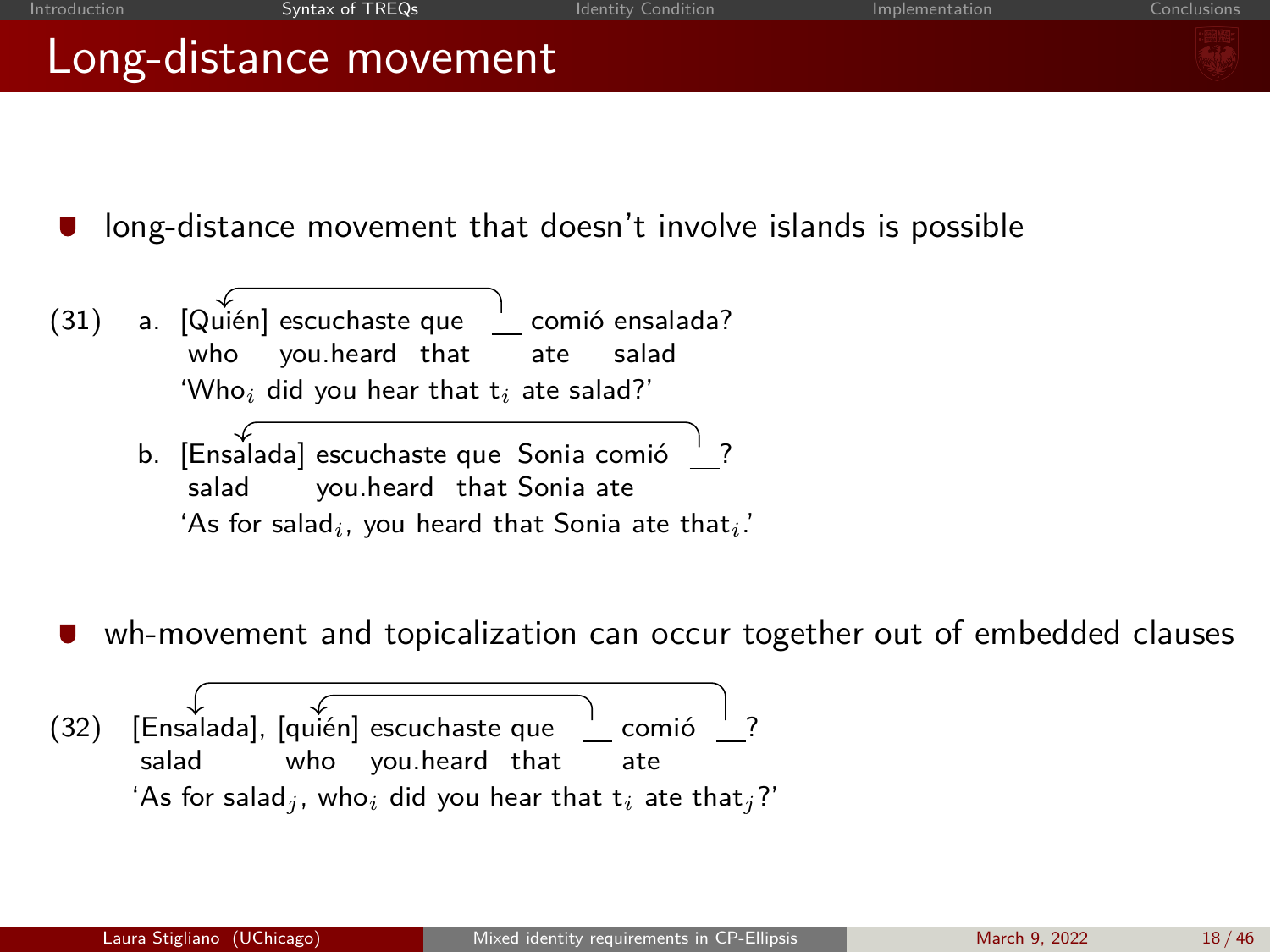## Long-distance movement

- long-distance movement that doesn't involve islands is possible

(31)
a. [Quién] escuchaste que \_\_ comió ensalada?
   who you.heard that ate salad
   'Who$_i$ did you hear that t$_i$ ate salad?'

b. [Ensalada] escuchaste que Sonia comió \_\_?
   salad you.heard that Sonia ate
   'As for salad$_i$, you heard that Sonia ate that$_i$.'

- wh-movement and topicalization can occur together out of embedded clauses

(32) [Ensalada], [quién] escuchaste que \_\_ comió \_\_?
   salad who you.heard that ate
   'As for salad$_j$, who$_i$ did you hear that t$_i$ ate that$_j$?'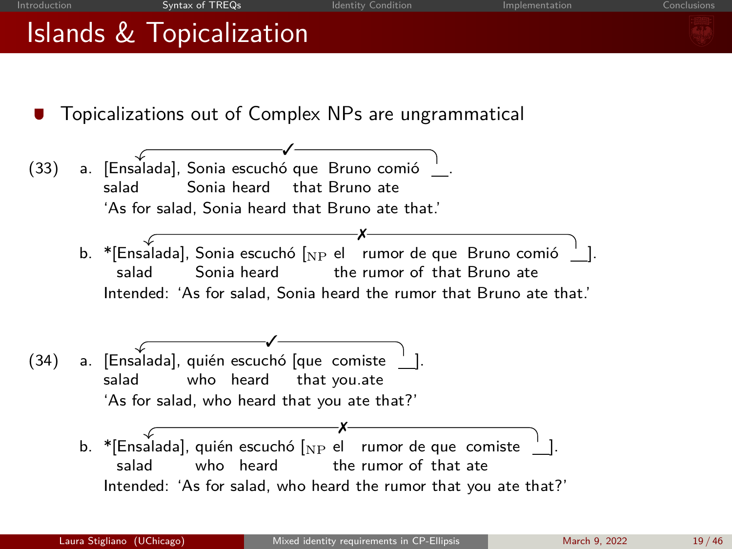# Islands & Topicalization

- Topicalizations out of Complex NPs are ungrammatical

(33) a. [Ensalada], Sonia escuchó que Bruno comió __. ✓
   salad Sonia heard that Bruno ate
   'As for salad, Sonia heard that Bruno ate that.'

   b. *[Ensalada], Sonia escuchó [$_{\text{NP}}$ el rumor de que Bruno comió __]. ✗
   salad Sonia heard the rumor of that Bruno ate
   Intended: 'As for salad, Sonia heard the rumor that Bruno ate that.'

(34) a. [Ensalada], quién escuchó [que comiste __]. ✓
   salad who heard that you.ate
   'As for salad, who heard that you ate that?'

   b. *[Ensalada], quién escuchó [$_{\text{NP}}$ el rumor de que comiste __]. ✗
   salad who heard the rumor of that ate
   Intended: 'As for salad, who heard the rumor that you ate that?'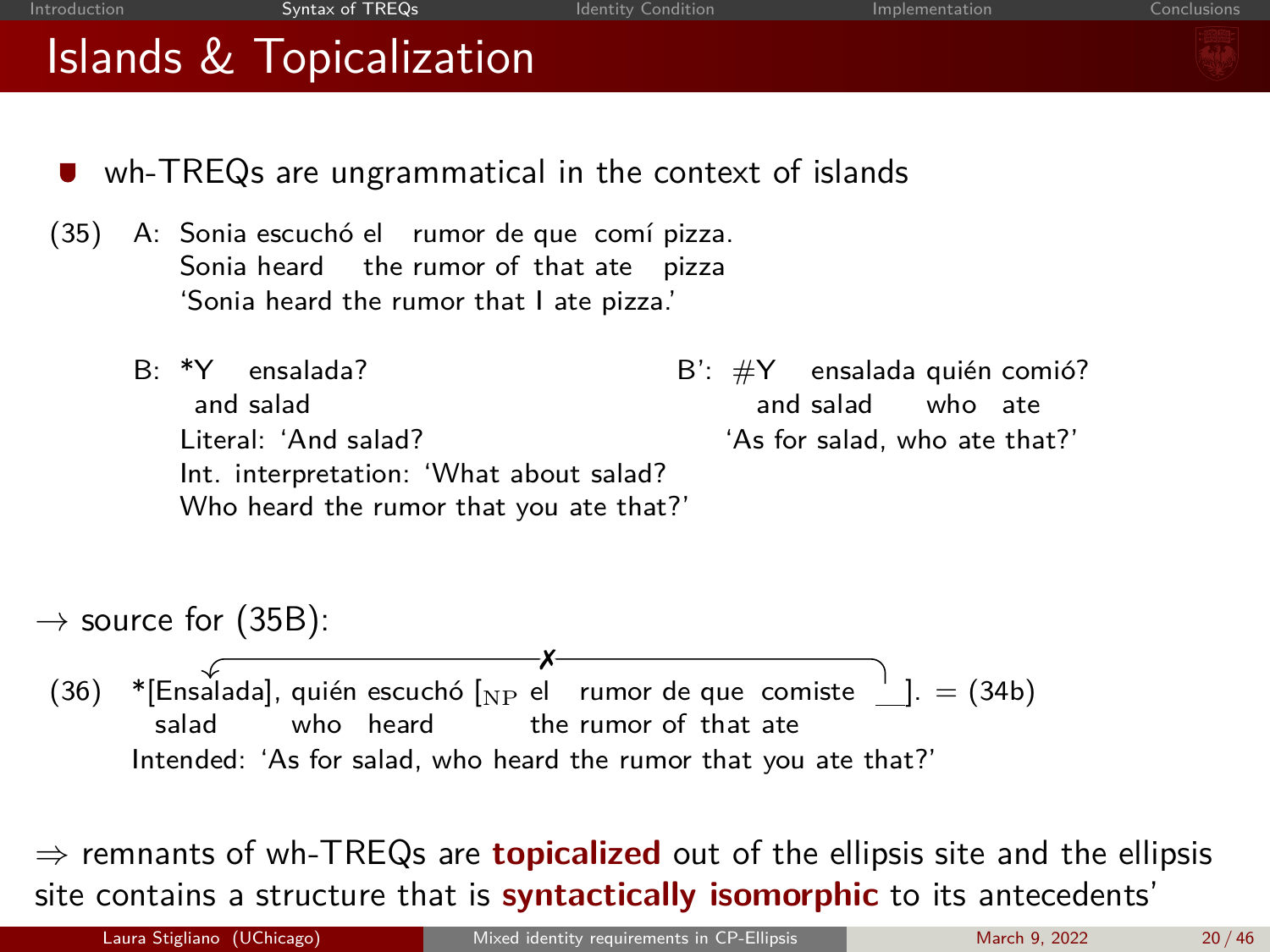# Islands & Topicalization

- wh-TREQs are ungrammatical in the context of islands

(35) A: Sonia escuchó el rumor de que comí pizza.
Sonia heard the rumor of that ate pizza
'Sonia heard the rumor that I ate pizza.'

B: *Y ensalada?
and salad
Literal: 'And salad?
Int. interpretation: 'What about salad? Who heard the rumor that you ate that?'

B': #Y ensalada quién comió?
and salad who ate
'As for salad, who ate that?'

→ source for (35B):

(36) *[Ensalada], quién escuchó [$_{NP}$ el rumor de que comiste __ ]. = (34b)
salad who heard the rumor of that ate
Intended: 'As for salad, who heard the rumor that you ate that?'

⇒ remnants of wh-TREQs are **topicalized** out of the ellipsis site and the ellipsis site contains a structure that is **syntactically isomorphic** to its antecedents'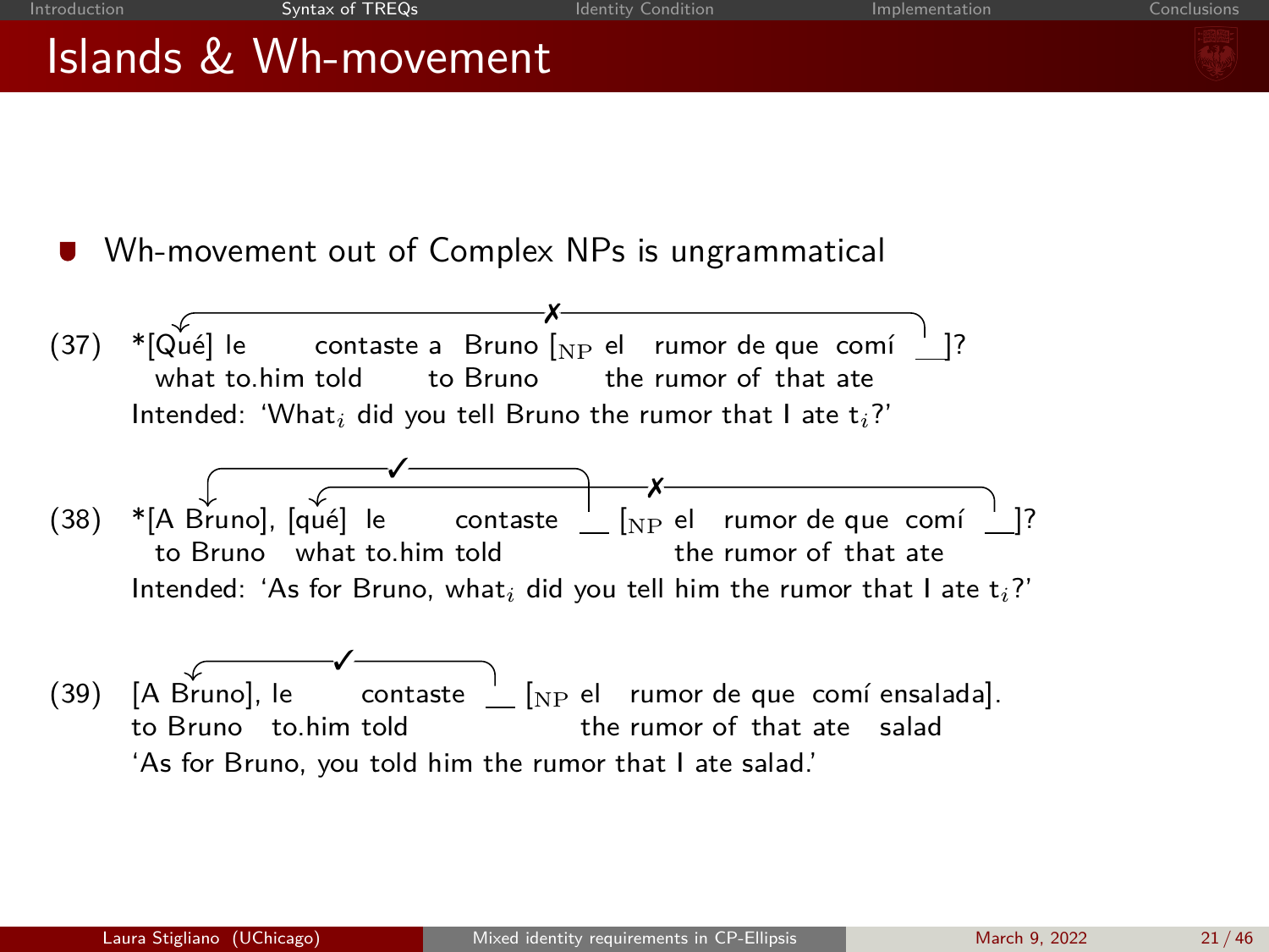# Islands & Wh-movement

- Wh-movement out of Complex NPs is ungrammatical

(37) *[Qué] le contaste a Bruno [$_{NP}$ el rumor de que comí __]?
what to.him told to Bruno the rumor of that ate
Intended: 'What$_i$ did you tell Bruno the rumor that I ate t$_i$?'

(38) *[A Bruno], [qué] le contaste __ [$_{NP}$ el rumor de que comí __]?
to Bruno what to.him told the rumor of that ate
Intended: 'As for Bruno, what$_i$ did you tell him the rumor that I ate t$_i$?'

(39) [A Bruno], le contaste __ [$_{NP}$ el rumor de que comí ensalada].
to Bruno to.him told the rumor of that ate salad
'As for Bruno, you told him the rumor that I ate salad.'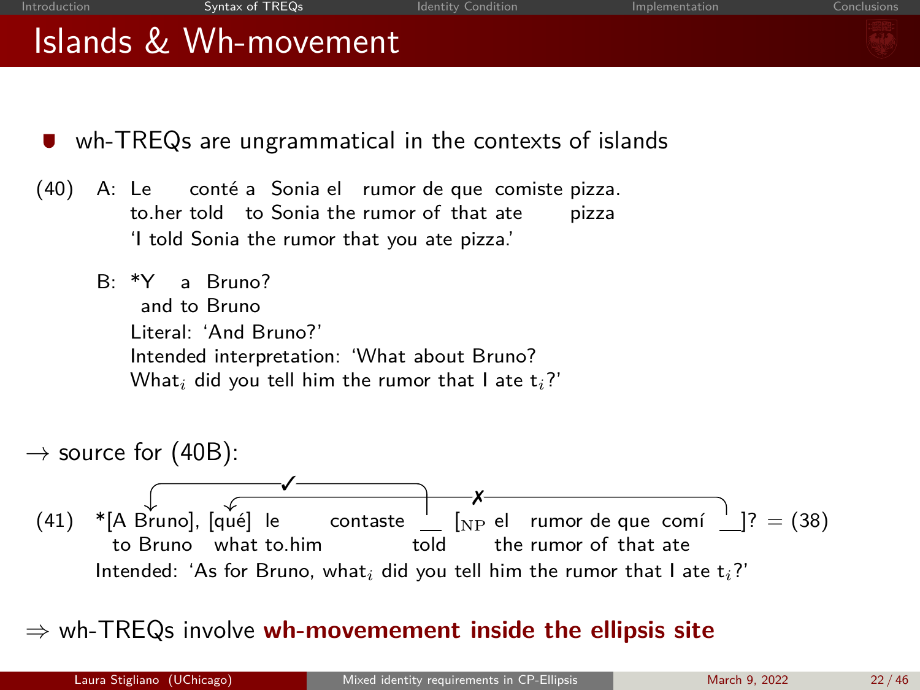# Islands & Wh-movement

- wh-TREQs are ungrammatical in the contexts of islands

(40) A: Le conté a Sonia el rumor de que comiste pizza.
to.her told to Sonia the rumor of that ate pizza
'I told Sonia the rumor that you ate pizza.'

B: *Y a Bruno?
and to Bruno
Literal: 'And Bruno?'
Intended interpretation: 'What about Bruno?
What$_i$ did you tell him the rumor that I ate t$_i$?'

→ source for (40B):

(41) *[A Bruno], [qué] le contaste __ [$_{NP}$ el rumor de que comí __]? = (38)
to Bruno what to.him told the rumor of that ate
Intended: 'As for Bruno, what$_i$ did you tell him the rumor that I ate t$_i$?'

⇒ wh-TREQs involve **wh-movemement inside the ellipsis site**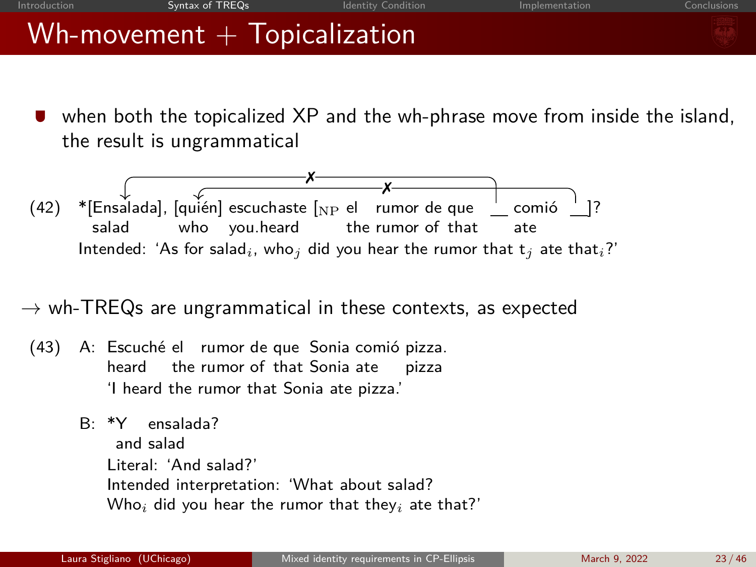# Wh-movement + Topicalization

- when both the topicalized XP and the wh-phrase move from inside the island, the result is ungrammatical

(42) *[Ensalada], [quién] escuchaste [$_{\text{NP}}$ el rumor de que ___ comió ___]?
salad who you.heard the rumor of that ate
Intended: 'As for salad$_i$, who$_j$ did you hear the rumor that t$_j$ ate that$_i$?'

→ wh-TREQs are ungrammatical in these contexts, as expected

(43) A: Escuché el rumor de que Sonia comió pizza.
heard the rumor of that Sonia ate pizza
'I heard the rumor that Sonia ate pizza.'

B: *Y ensalada?
and salad
Literal: 'And salad?'
Intended interpretation: 'What about salad? Who$_i$ did you hear the rumor that they$_i$ ate that?'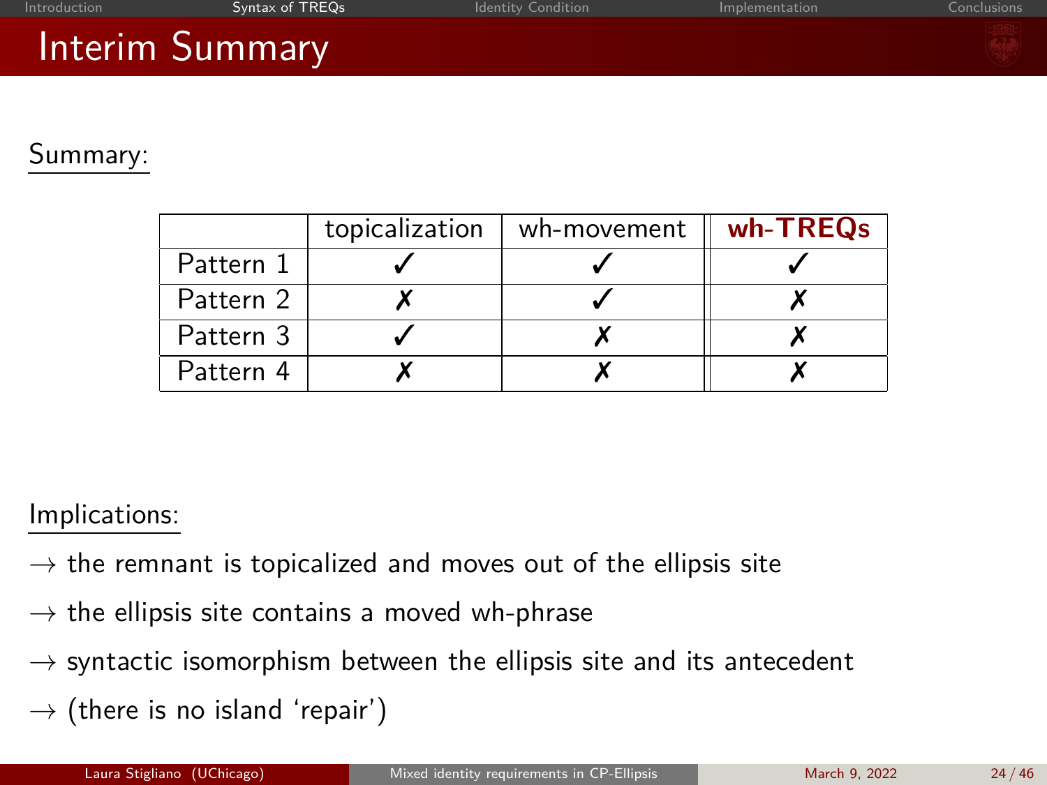# Interim Summary

Summary:

| | topicalization | wh-movement | **wh-TREQs** |
|---|---|---|---|
| Pattern 1 | ✓ | ✓ | ✓ |
| Pattern 2 | ✗ | ✓ | ✗ |
| Pattern 3 | ✓ | ✗ | ✗ |
| Pattern 4 | ✗ | ✗ | ✗ |

Implications:

→ the remnant is topicalized and moves out of the ellipsis site

→ the ellipsis site contains a moved wh-phrase

→ syntactic isomorphism between the ellipsis site and its antecedent

→ (there is no island 'repair')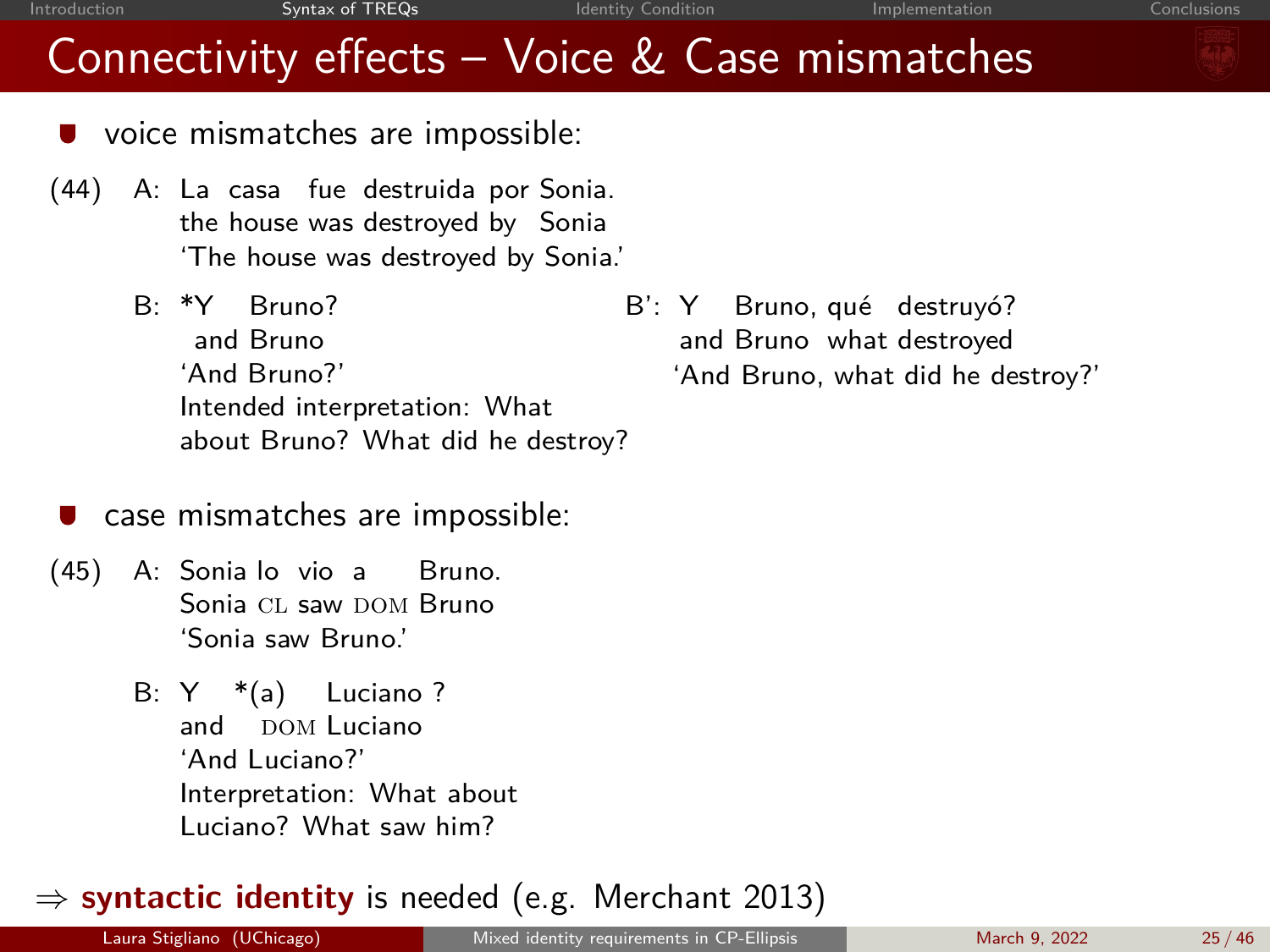# Connectivity effects – Voice & Case mismatches

- voice mismatches are impossible:

(44) A: La casa fue destruida por Sonia.
the house was destroyed by Sonia
'The house was destroyed by Sonia.'

B: *Y Bruno?
and Bruno
'And Bruno?'
Intended interpretation: What about Bruno? What did he destroy?

B': Y Bruno, qué destruyó?
and Bruno what destroyed
'And Bruno, what did he destroy?'

- case mismatches are impossible:

(45) A: Sonia lo vio a Bruno.
Sonia CL saw DOM Bruno
'Sonia saw Bruno.'

B: Y *(a) Luciano ?
and DOM Luciano
'And Luciano?'
Interpretation: What about Luciano? What saw him?

⇒ **syntactic identity** is needed (e.g. Merchant 2013)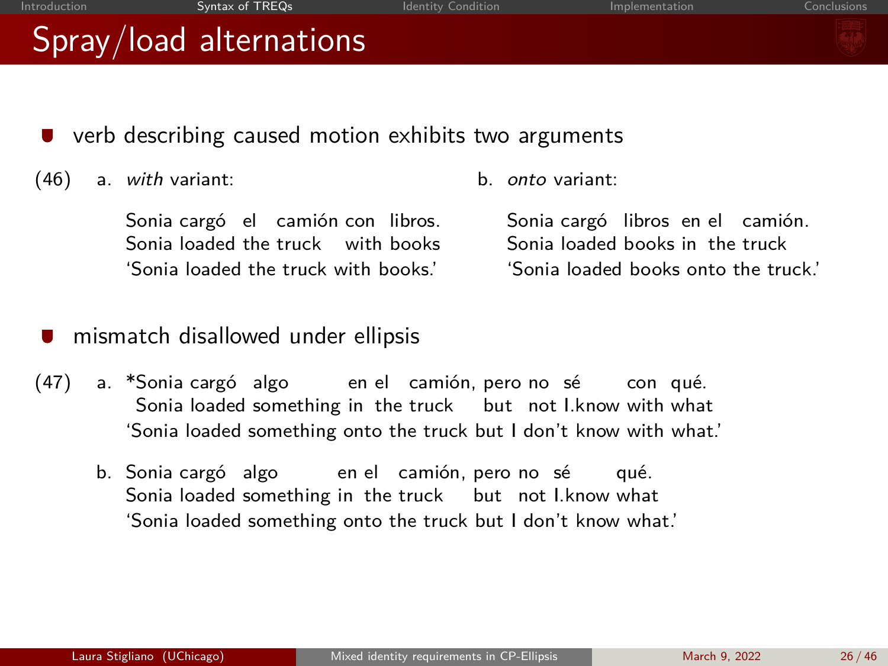# Spray/load alternations

- verb describing caused motion exhibits two arguments

(46) a. *with* variant:

Sonia cargó el camión con libros.
Sonia loaded the truck with books
'Sonia loaded the truck with books.'

b. *onto* variant:

Sonia cargó libros en el camión.
Sonia loaded books in the truck
'Sonia loaded books onto the truck.'

- mismatch disallowed under ellipsis

(47) a. *Sonia cargó algo en el camión, pero no sé con qué.
Sonia loaded something in the truck but not I.know with what
'Sonia loaded something onto the truck but I don't know with what.'

b. Sonia cargó algo en el camión, pero no sé qué.
Sonia loaded something in the truck but not I.know what
'Sonia loaded something onto the truck but I don't know what.'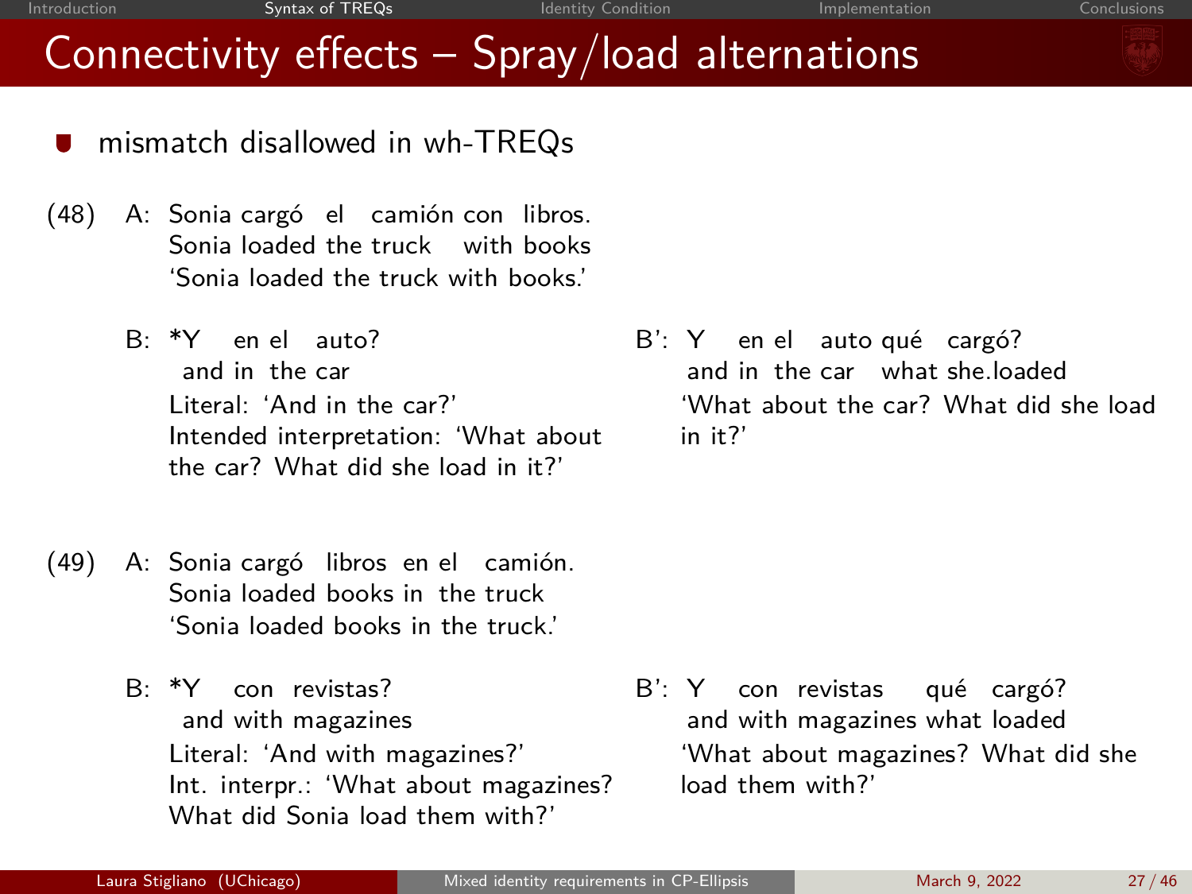# Connectivity effects – Spray/load alternations

- mismatch disallowed in wh-TREQs

(48) A: Sonia cargó el camión con libros.
Sonia loaded the truck with books
'Sonia loaded the truck with books.'

B: *Y en el auto?
and in the car
Literal: 'And in the car?'
Intended interpretation: 'What about the car? What did she load in it?'

B': Y en el auto qué cargó?
and in the car what she.loaded
'What about the car? What did she load in it?'

(49) A: Sonia cargó libros en el camión.
Sonia loaded books in the truck
'Sonia loaded books in the truck.'

B: *Y con revistas?
and with magazines
Literal: 'And with magazines?'
Int. interpr.: 'What about magazines? What did Sonia load them with?'

B': Y con revistas qué cargó?
and with magazines what loaded
'What about magazines? What did she load them with?'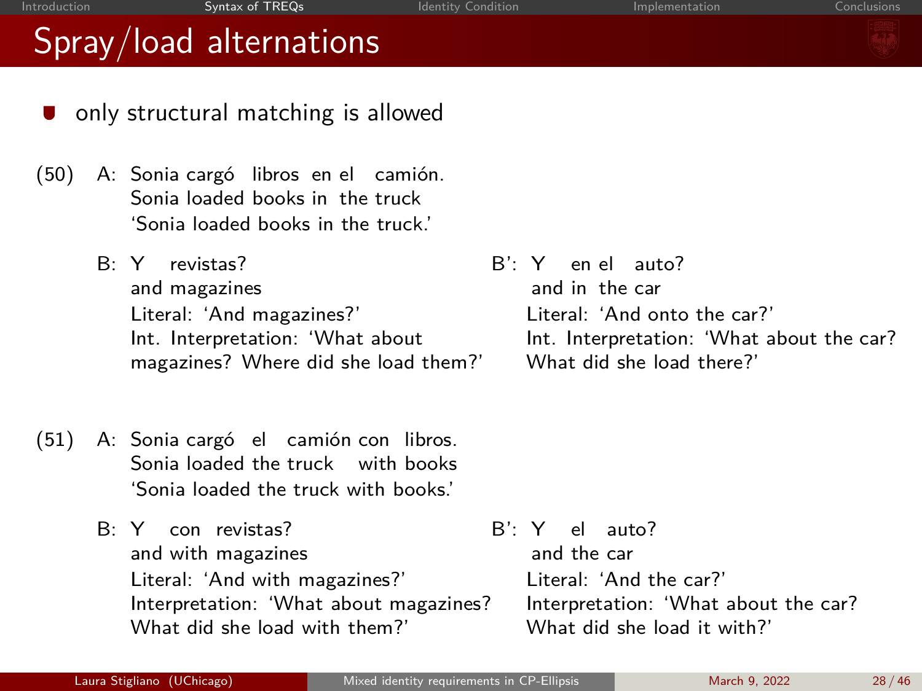# Spray/load alternations

- only structural matching is allowed

(50) A: Sonia cargó libros en el camión.
Sonia loaded books in the truck
'Sonia loaded books in the truck.'

B: Y revistas?
and magazines
Literal: 'And magazines?'
Int. Interpretation: 'What about magazines? Where did she load them?'

B': Y en el auto?
and in the car
Literal: 'And onto the car?'
Int. Interpretation: 'What about the car? What did she load there?'

(51) A: Sonia cargó el camión con libros.
Sonia loaded the truck with books
'Sonia loaded the truck with books.'

B: Y con revistas?
and with magazines
Literal: 'And with magazines?'
Interpretation: 'What about magazines? What did she load with them?'

B': Y el auto?
and the car
Literal: 'And the car?'
Interpretation: 'What about the car? What did she load it with?'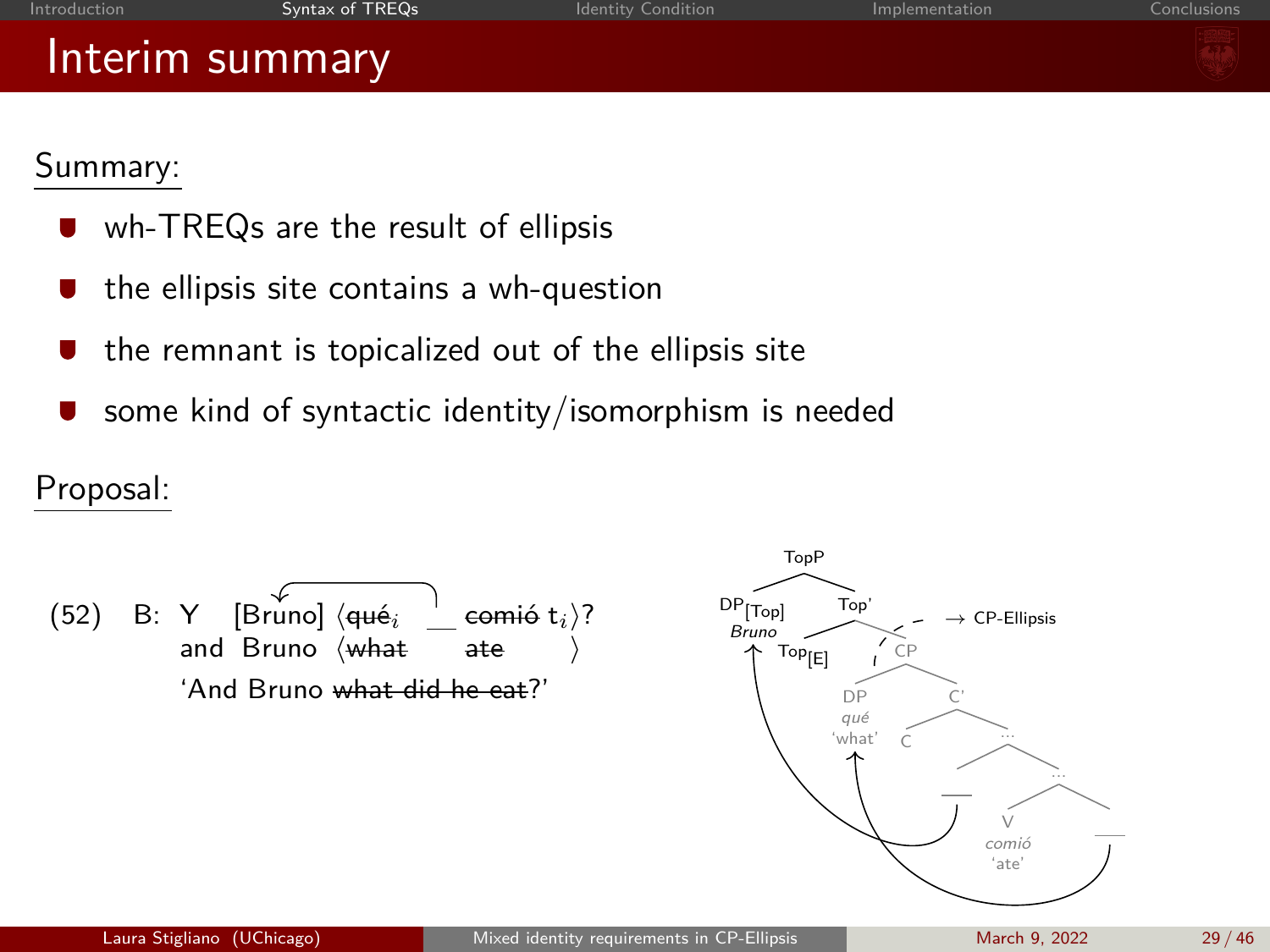# Interim summary

Summary:

- wh-TREQs are the result of ellipsis
- the ellipsis site contains a wh-question
- the remnant is topicalized out of the ellipsis site
- some kind of syntactic identity/isomorphism is needed

Proposal:

(52) B: Y [Bruno] ⟨~~qué~~$_i$ \_\_ ~~comió~~ t$_i$⟩?
and Bruno ⟨~~what~~ ~~ate~~ ⟩
'And Bruno ~~what did he eat~~?'

[TopP [DP$_{[Top]}$ *Bruno*] [Top' Top$_{[E]}$ [CP [DP *qué* 'what'] [C' C [... \_\_ [... [V *comió* 'ate'] \_\_ ]]]]]] → CP-Ellipsis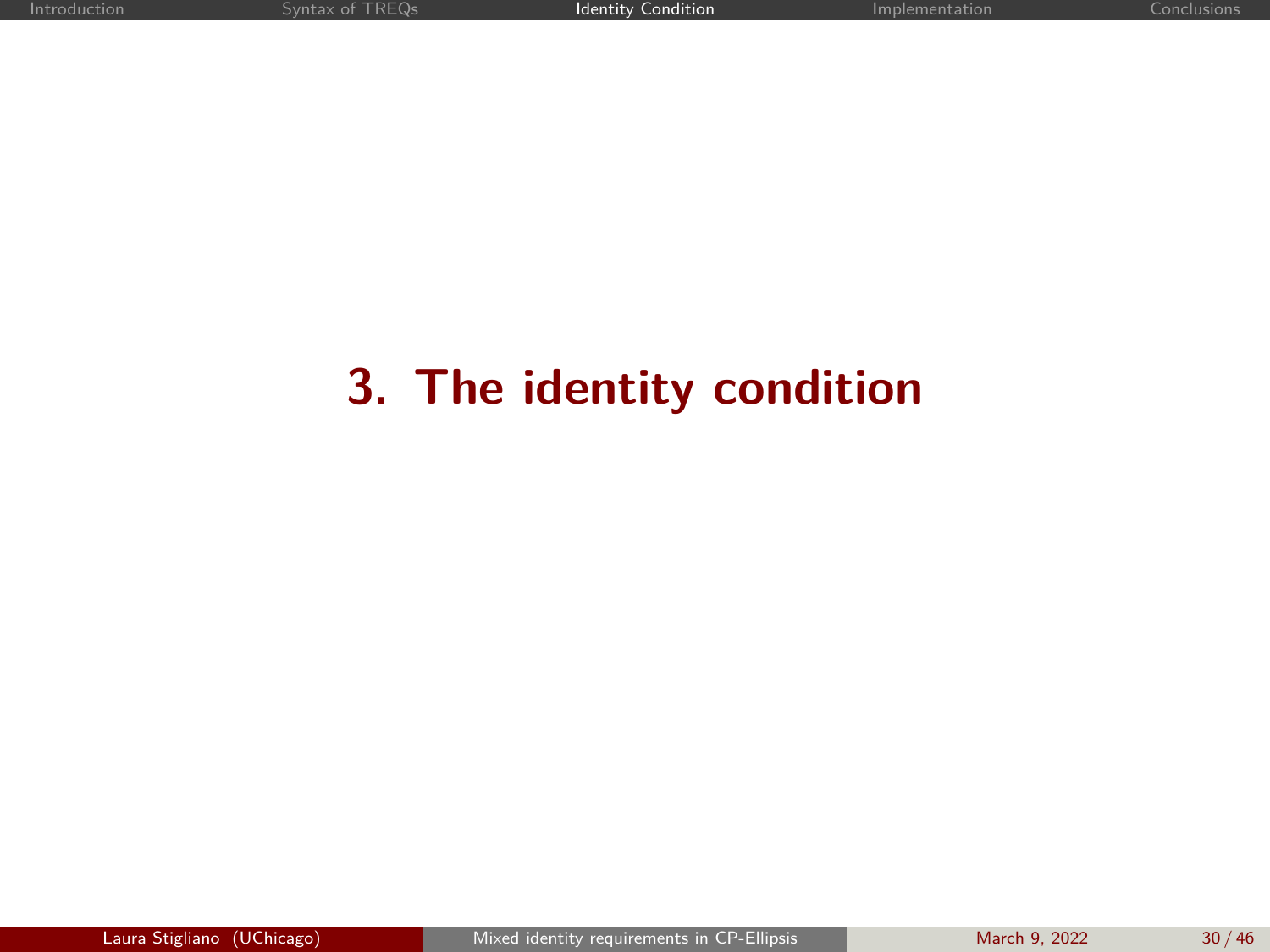# 3. The identity condition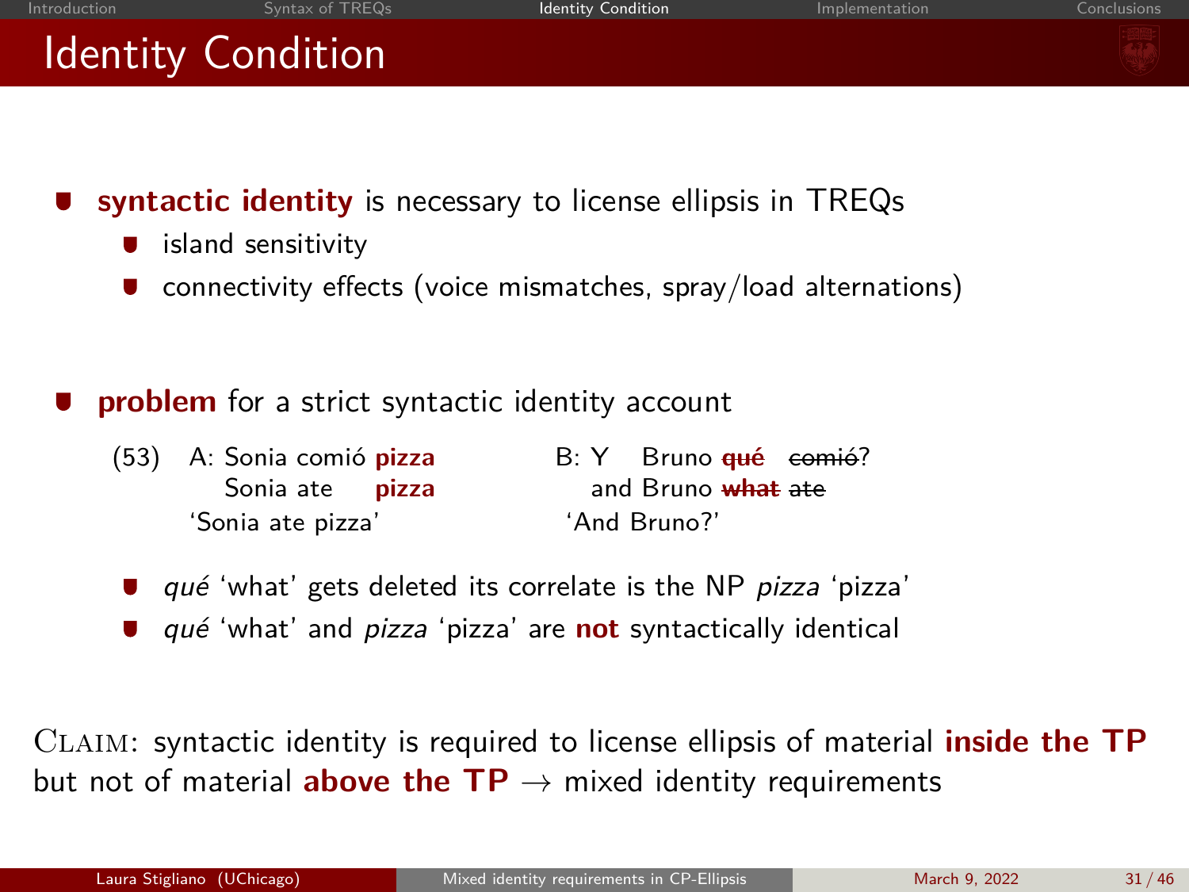# Identity Condition

- **syntactic identity** is necessary to license ellipsis in TREQs
  - island sensitivity
  - connectivity effects (voice mismatches, spray/load alternations)

- **problem** for a strict syntactic identity account

(53) A: Sonia comió **pizza**
Sonia ate **pizza**
'Sonia ate pizza'

B: Y Bruno ~~**qué**~~ ~~comió~~?
and Bruno ~~**what**~~ ~~ate~~
'And Bruno?'

- *qué* 'what' gets deleted its correlate is the NP *pizza* 'pizza'
- *qué* 'what' and *pizza* 'pizza' are **not** syntactically identical

Claim: syntactic identity is required to license ellipsis of material **inside the TP** but not of material **above the TP** → mixed identity requirements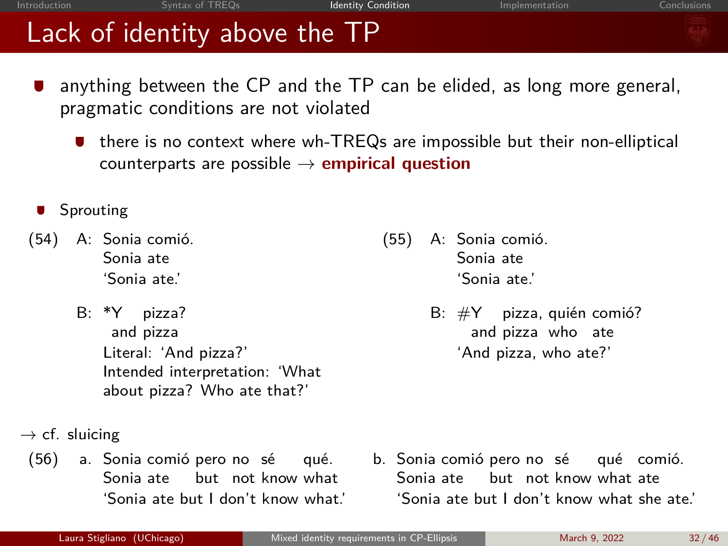# Lack of identity above the TP

- anything between the CP and the TP can be elided, as long more general, pragmatic conditions are not violated
  - there is no context where wh-TREQs are impossible but their non-elliptical counterparts are possible → **empirical question**

- Sprouting

(54) A: Sonia comió.
Sonia ate
'Sonia ate.'

B: *Y pizza?
and pizza
Literal: 'And pizza?'
Intended interpretation: 'What about pizza? Who ate that?'

(55) A: Sonia comió.
Sonia ate
'Sonia ate.'

B: #Y pizza, quién comió?
and pizza who ate
'And pizza, who ate?'

→ cf. sluicing

(56) a. Sonia comió pero no sé qué.
Sonia ate but not know what
'Sonia ate but I don't know what.'

b. Sonia comió pero no sé qué comió.
Sonia ate but not know what ate
'Sonia ate but I don't know what she ate.'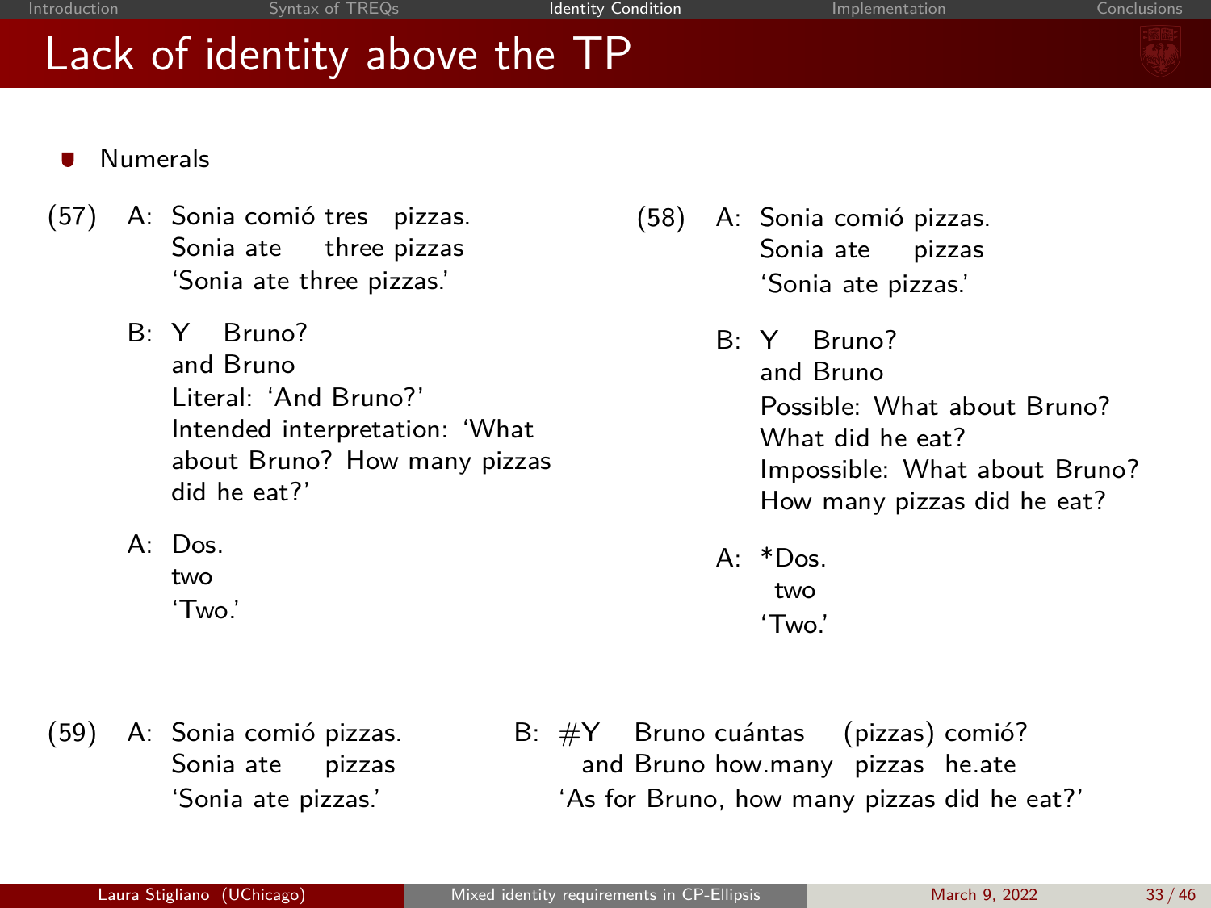# Lack of identity above the TP

- Numerals

(57) A: Sonia comió tres pizzas.
Sonia ate three pizzas
'Sonia ate three pizzas.'

B: Y Bruno?
and Bruno
Literal: 'And Bruno?'
Intended interpretation: 'What about Bruno? How many pizzas did he eat?'

A: Dos.
two
'Two.'

(58) A: Sonia comió pizzas.
Sonia ate pizzas
'Sonia ate pizzas.'

B: Y Bruno?
and Bruno
Possible: What about Bruno? What did he eat?
Impossible: What about Bruno? How many pizzas did he eat?

A: *Dos.
two
'Two.'

(59) A: Sonia comió pizzas.
Sonia ate pizzas
'Sonia ate pizzas.'

B: #Y Bruno cuántas (pizzas) comió?
and Bruno how.many pizzas he.ate
'As for Bruno, how many pizzas did he eat?'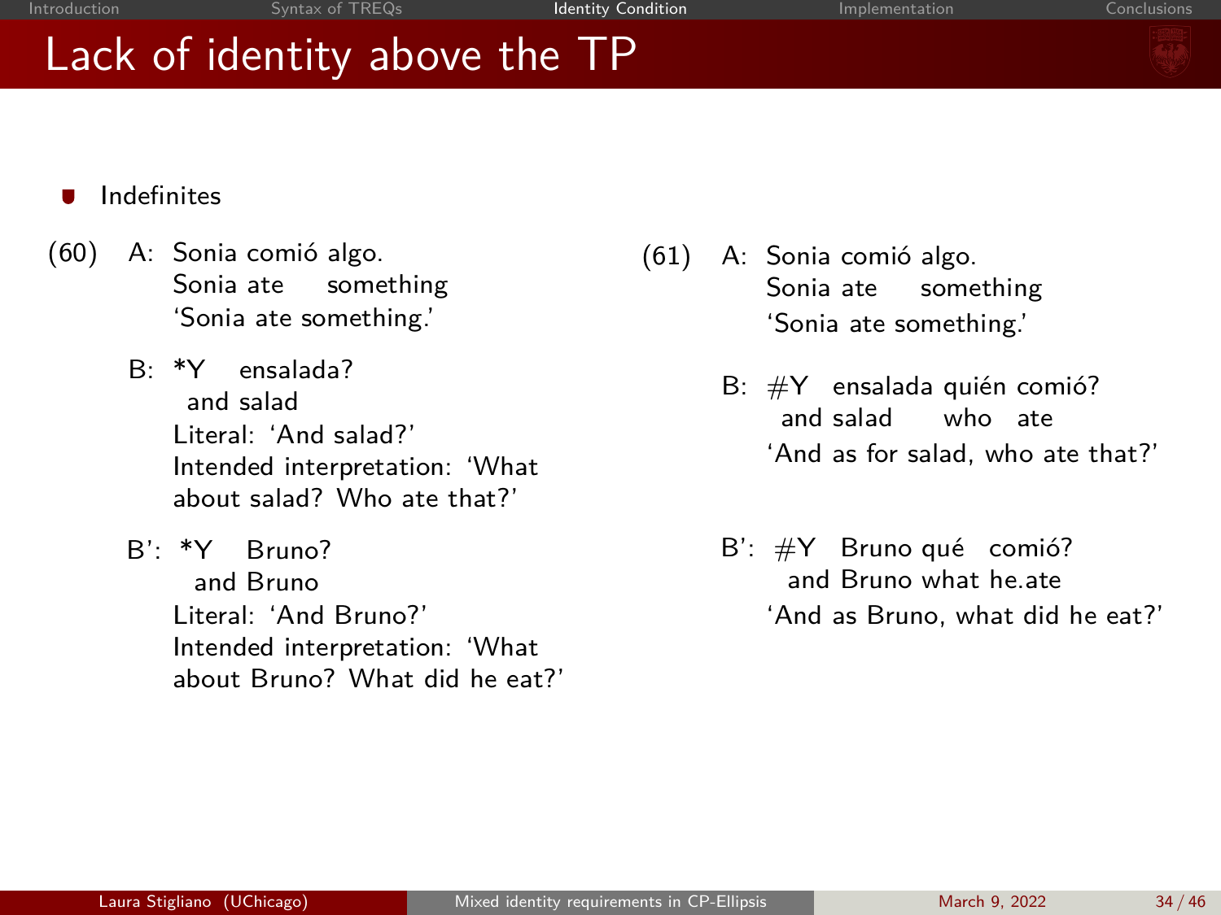# Lack of identity above the TP

- Indefinites

(60) A: Sonia comió algo.
Sonia ate something
'Sonia ate something.'

B: *Y ensalada?
and salad
Literal: 'And salad?'
Intended interpretation: 'What about salad? Who ate that?'

B': *Y Bruno?
and Bruno
Literal: 'And Bruno?'
Intended interpretation: 'What about Bruno? What did he eat?'

(61) A: Sonia comió algo.
Sonia ate something
'Sonia ate something.'

B: #Y ensalada quién comió?
and salad who ate
'And as for salad, who ate that?'

B': #Y Bruno qué comió?
and Bruno what he.ate
'And as Bruno, what did he eat?'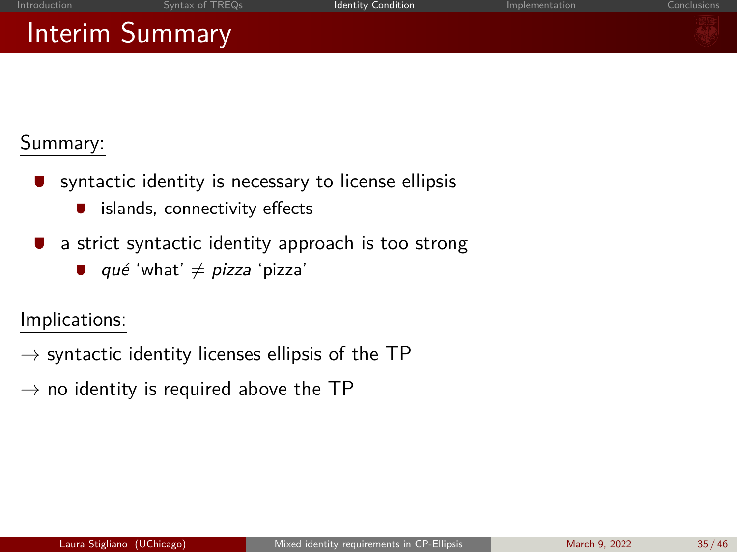# Interim Summary

Summary:

- syntactic identity is necessary to license ellipsis
  - islands, connectivity effects
- a strict syntactic identity approach is too strong
  - *qué* 'what' $\neq$ *pizza* 'pizza'

Implications:

$\rightarrow$ syntactic identity licenses ellipsis of the TP

$\rightarrow$ no identity is required above the TP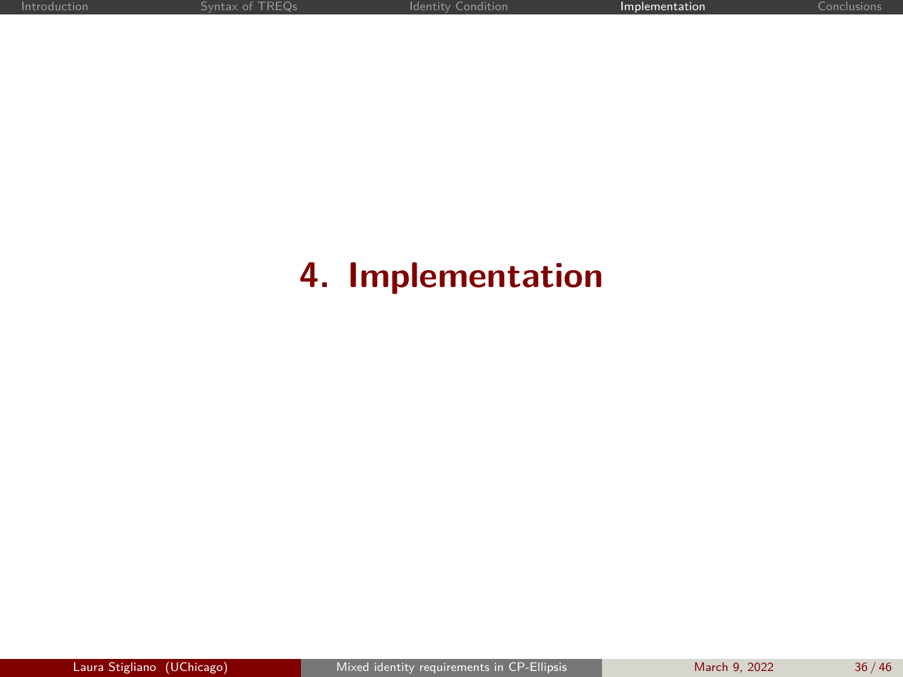# 4. Implementation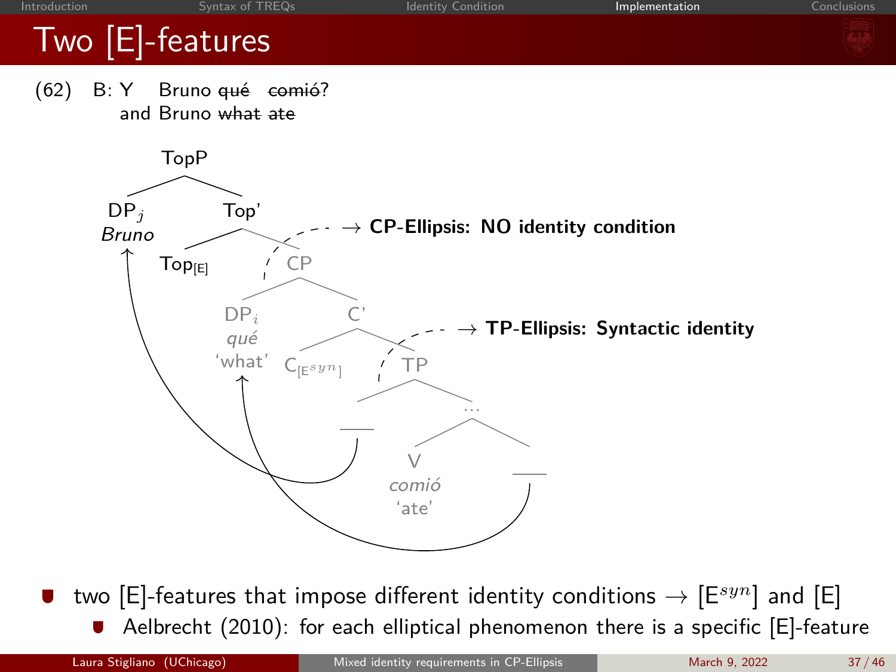# Two [E]-features

(62) B: Y Bruno ~~qué~~ ~~comió~~?
and Bruno ~~what~~ ~~ate~~

TopP
- DP$_j$ *Bruno*
- Top'
  - Top$_{[E]}$
  - CP → **CP-Ellipsis: NO identity condition**
    - DP$_i$ *qué* 'what'
    - C'
      - C$_{[E^{syn}]}$
      - TP → **TP-Ellipsis: Syntactic identity**
        - ___
        - ...
          - V *comió* 'ate'
          - ___

- two [E]-features that impose different identity conditions → [E$^{syn}$] and [E]
  - Aelbrecht (2010): for each elliptical phenomenon there is a specific [E]-feature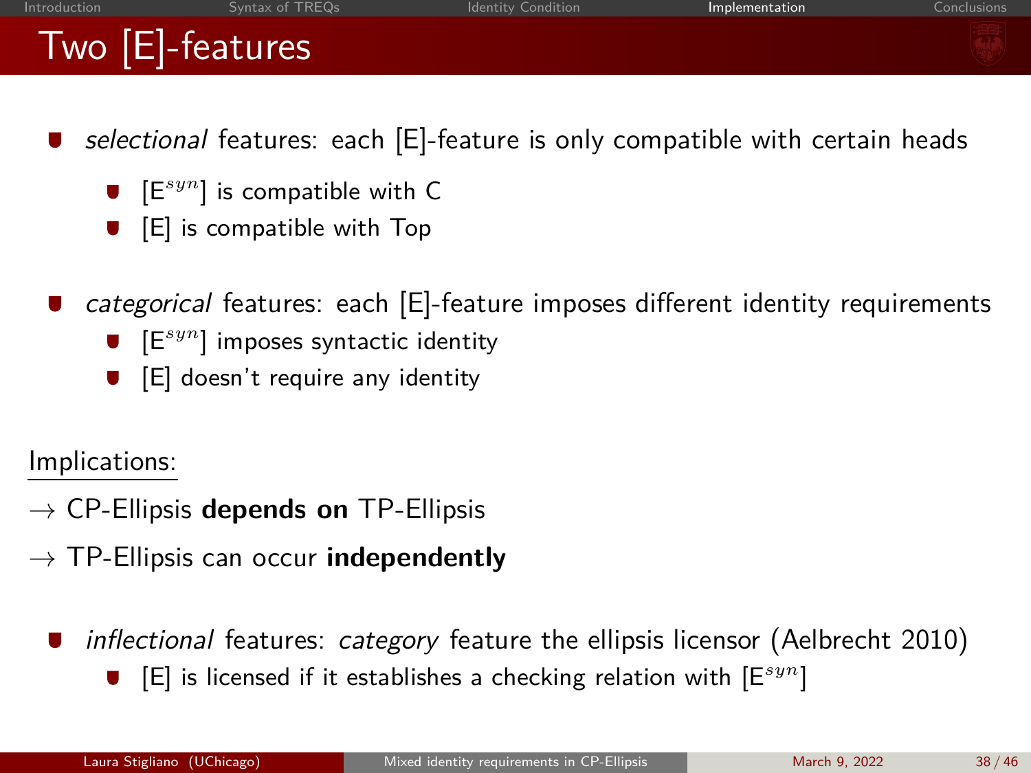# Two [E]-features

- *selectional* features: each [E]-feature is only compatible with certain heads
  - [$E^{syn}$] is compatible with C
  - [E] is compatible with Top
- *categorical* features: each [E]-feature imposes different identity requirements
  - [$E^{syn}$] imposes syntactic identity
  - [E] doesn't require any identity

Implications:

→ CP-Ellipsis **depends on** TP-Ellipsis

→ TP-Ellipsis can occur **independently**

- *inflectional* features: *category* feature the ellipsis licensor (Aelbrecht 2010)
  - [E] is licensed if it establishes a checking relation with [$E^{syn}$]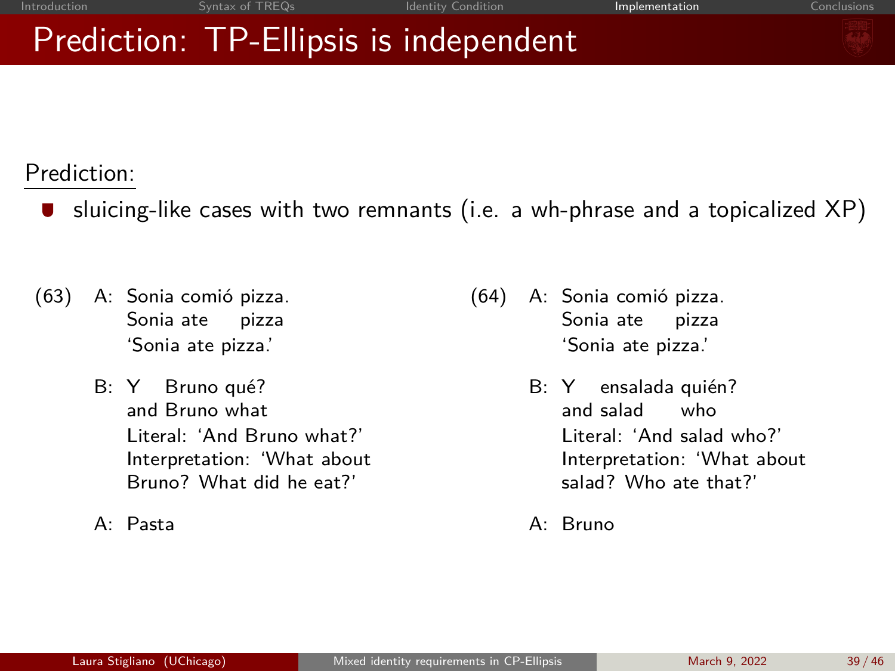# Prediction: TP-Ellipsis is independent

Prediction:

- sluicing-like cases with two remnants (i.e. a wh-phrase and a topicalized XP)

(63) A: Sonia comió pizza.
Sonia ate pizza
'Sonia ate pizza.'

B: Y Bruno qué?
and Bruno what
Literal: 'And Bruno what?'
Interpretation: 'What about Bruno? What did he eat?'

A: Pasta

(64) A: Sonia comió pizza.
Sonia ate pizza
'Sonia ate pizza.'

B: Y ensalada quién?
and salad who
Literal: 'And salad who?'
Interpretation: 'What about salad? Who ate that?'

A: Bruno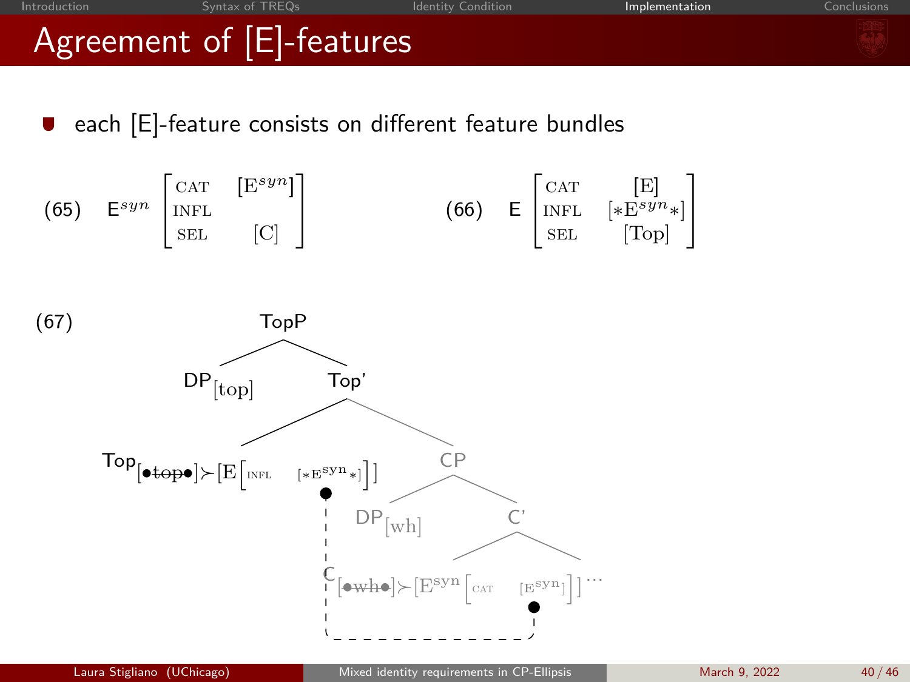# Agreement of [E]-features

- each [E]-feature consists on different feature bundles

(65) $\text{E}^{syn} \begin{bmatrix} \text{CAT} & [\text{E}^{syn}] \\ \text{INFL} & \\ \text{SEL} & [\text{C}] \end{bmatrix}$

(66) $\text{E} \begin{bmatrix} \text{CAT} & [\text{E}] \\ \text{INFL} & [*\text{E}^{syn}*] \\ \text{SEL} & [\text{Top}] \end{bmatrix}$

(67)

```
TopP
├── DP[top]
└── Top'
    ├── Top[•top•]≻[E[INFL [*E^syn*]]]
    └── CP
        ├── DP[wh]
        └── C'
            └── C[•wh•]≻[E^syn[CAT [E^syn]]] ...
```

(In Top, "top" is struck through; in C, "wh" is struck through. A dashed line connects the INFL [*E^syn*] feature on Top's E to the CAT [E^syn] feature on C's E^syn. The CP is shown in gray.)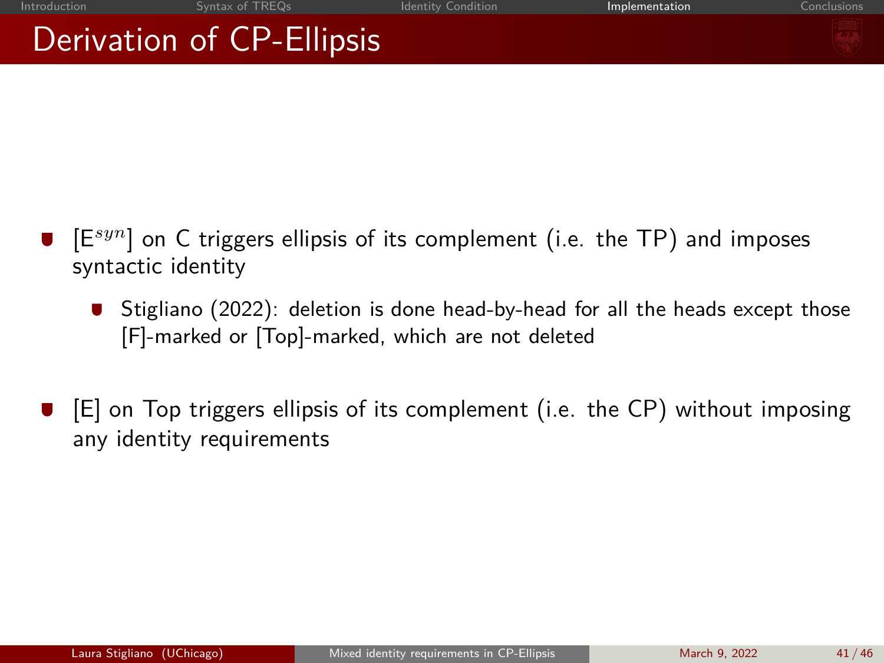# Derivation of CP-Ellipsis

- [$E^{syn}$] on C triggers ellipsis of its complement (i.e. the TP) and imposes syntactic identity
  - Stigliano (2022): deletion is done head-by-head for all the heads except those [F]-marked or [Top]-marked, which are not deleted
- [E] on Top triggers ellipsis of its complement (i.e. the CP) without imposing any identity requirements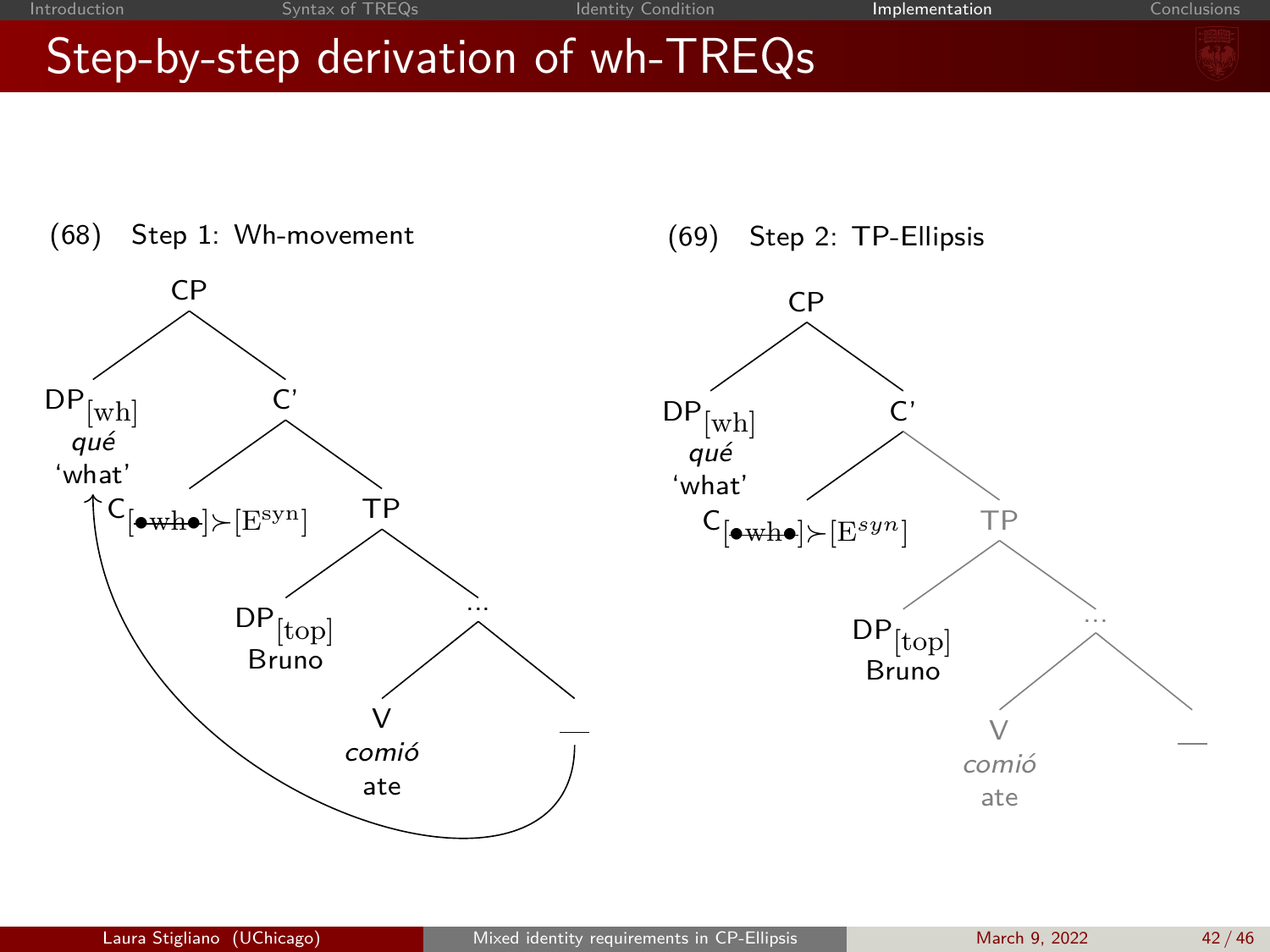# Step-by-step derivation of wh-TREQs

(68) Step 1: Wh-movement

```
CP
├── DP[wh]  qué 'what'
└── C'
    ├── C[•wh•]≻[E^syn]
    └── TP
        ├── DP[top]  Bruno
        └── ...
            ├── V  comió  ate
            └── __
```

(69) Step 2: TP-Ellipsis

```
CP
├── DP[wh]  qué 'what'
└── C'
    ├── C[•wh•]≻[E^syn]
    └── TP
        ├── DP[top]  Bruno
        └── ...
            ├── V  comió  ate
            └── __
```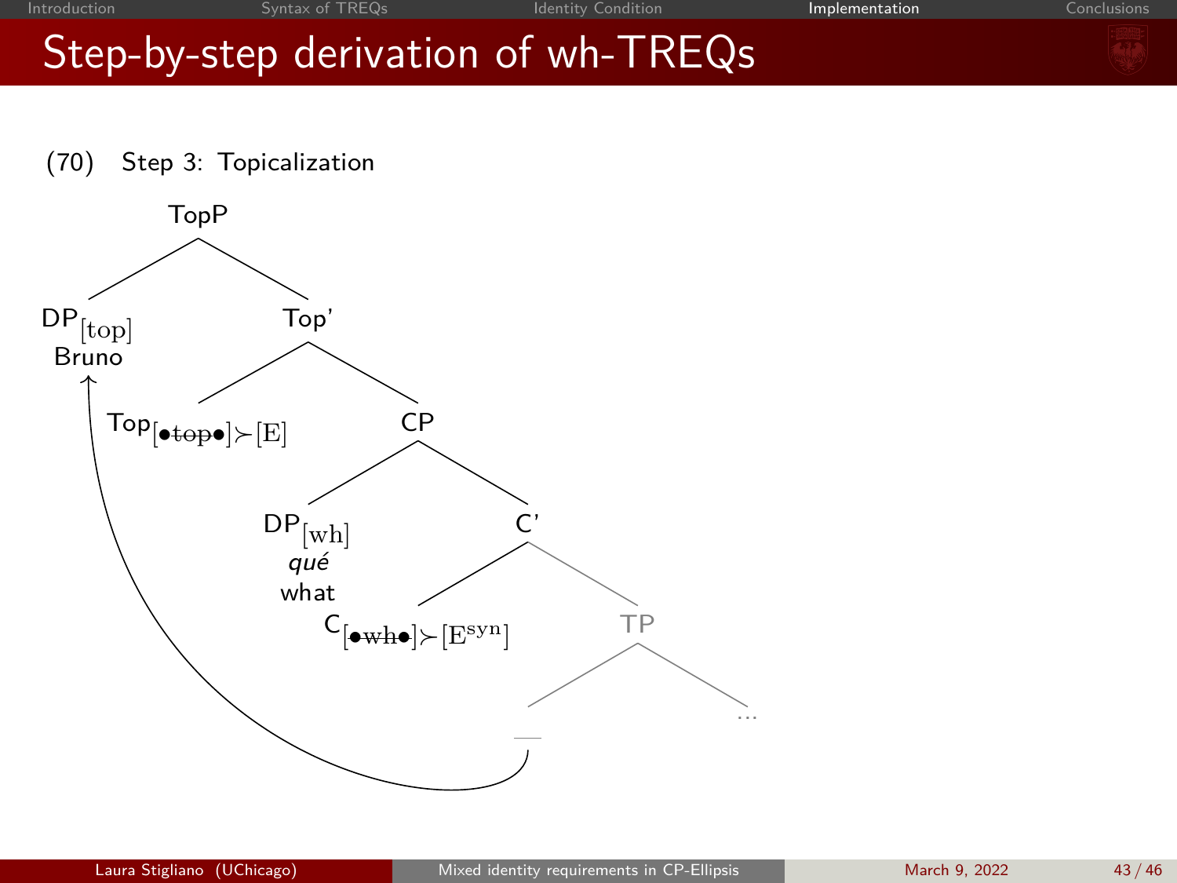# Step-by-step derivation of wh-TREQs

(70) Step 3: Topicalization

```
TopP
├── DP[top]
│     Bruno   <────────────────────────────┐
└── Top'                                   │
    ├── Top[•top•]≻[E]   (top struck out)  │
    └── CP                                 │
        ├── DP[wh]                         │
        │     qué                          │
        │     what                         │
        └── C'                             │
            ├── C[•wh•]≻[E^syn]   (wh struck out)
            └── TP                         │
                ├── __  ───────────────────┘
                └── ...
```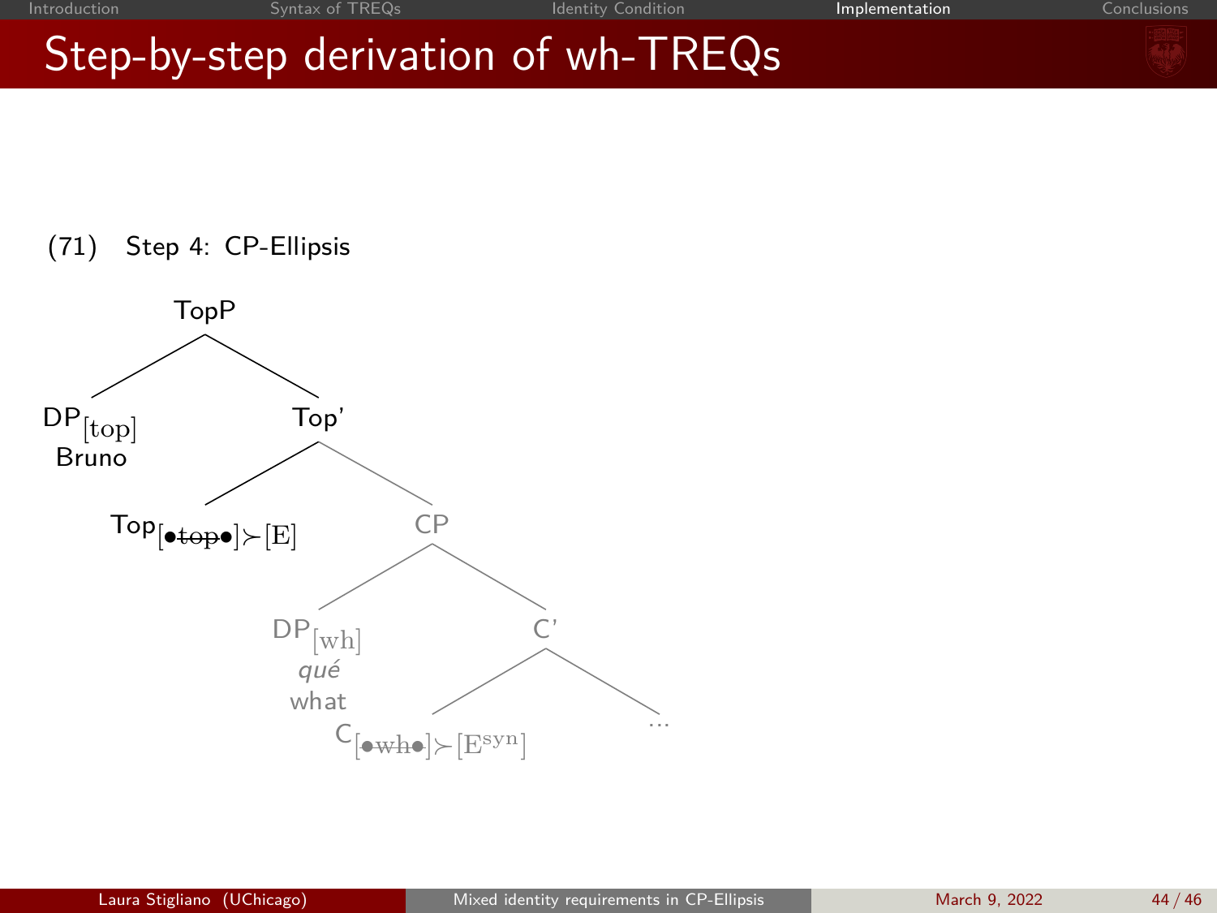# Step-by-step derivation of wh-TREQs

(71) Step 4: CP-Ellipsis

```
TopP
├── DP[top]
│   Bruno
└── Top'
    ├── Top[•top•]≻[E]      (top struck through)
    └── CP
        ├── DP[wh]
        │   qué
        │   what
        └── C'
            ├── C[•wh•]≻[E^syn]      (wh struck through)
            └── ...
```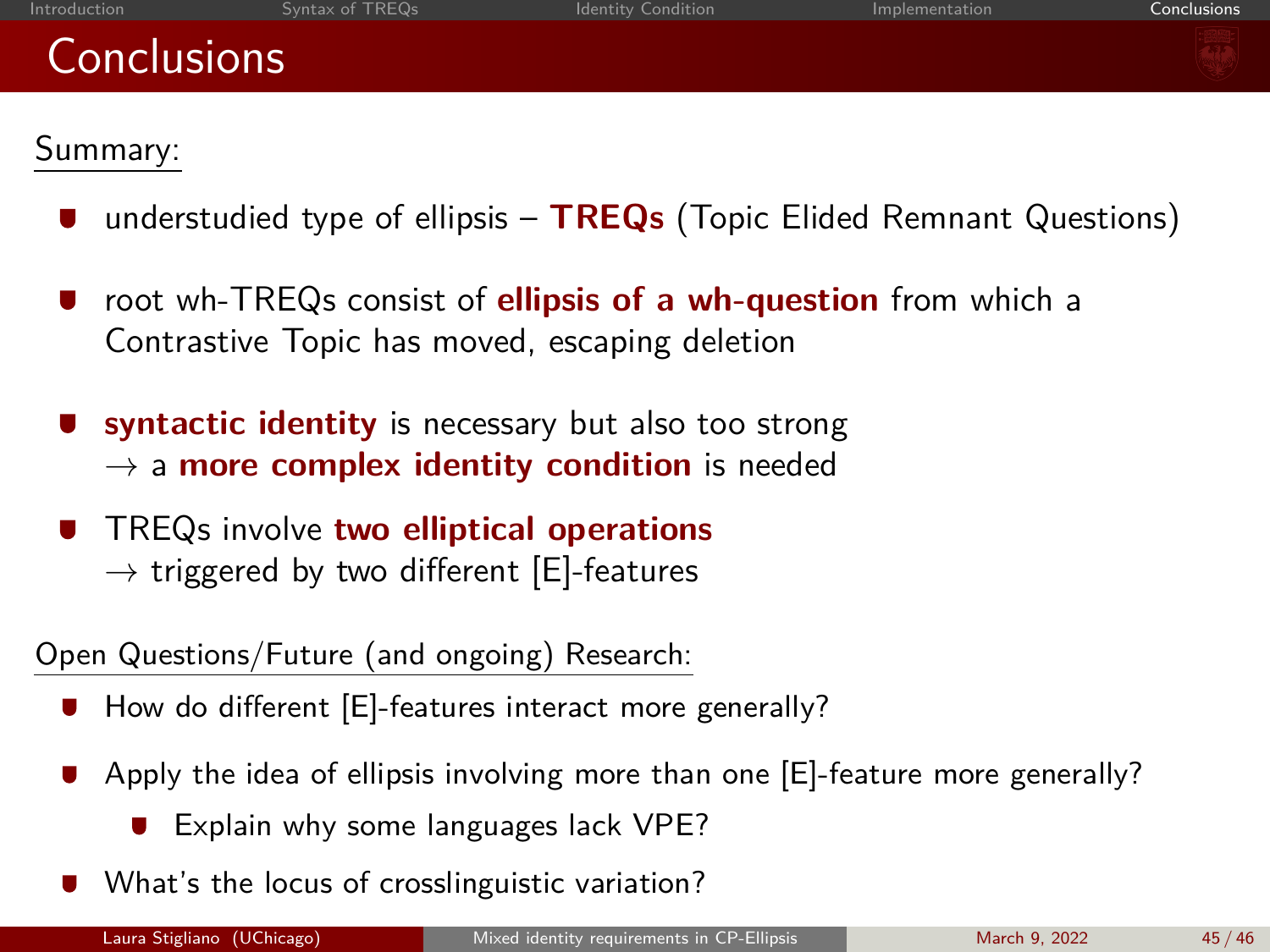# Conclusions

Summary:

- understudied type of ellipsis – **TREQs** (Topic Elided Remnant Questions)
- root wh-TREQs consist of **ellipsis of a wh-question** from which a Contrastive Topic has moved, escaping deletion
- **syntactic identity** is necessary but also too strong
  → a **more complex identity condition** is needed
- TREQs involve **two elliptical operations**
  → triggered by two different [E]-features

Open Questions/Future (and ongoing) Research:

- How do different [E]-features interact more generally?
- Apply the idea of ellipsis involving more than one [E]-feature more generally?
  - Explain why some languages lack VPE?
- What's the locus of crosslinguistic variation?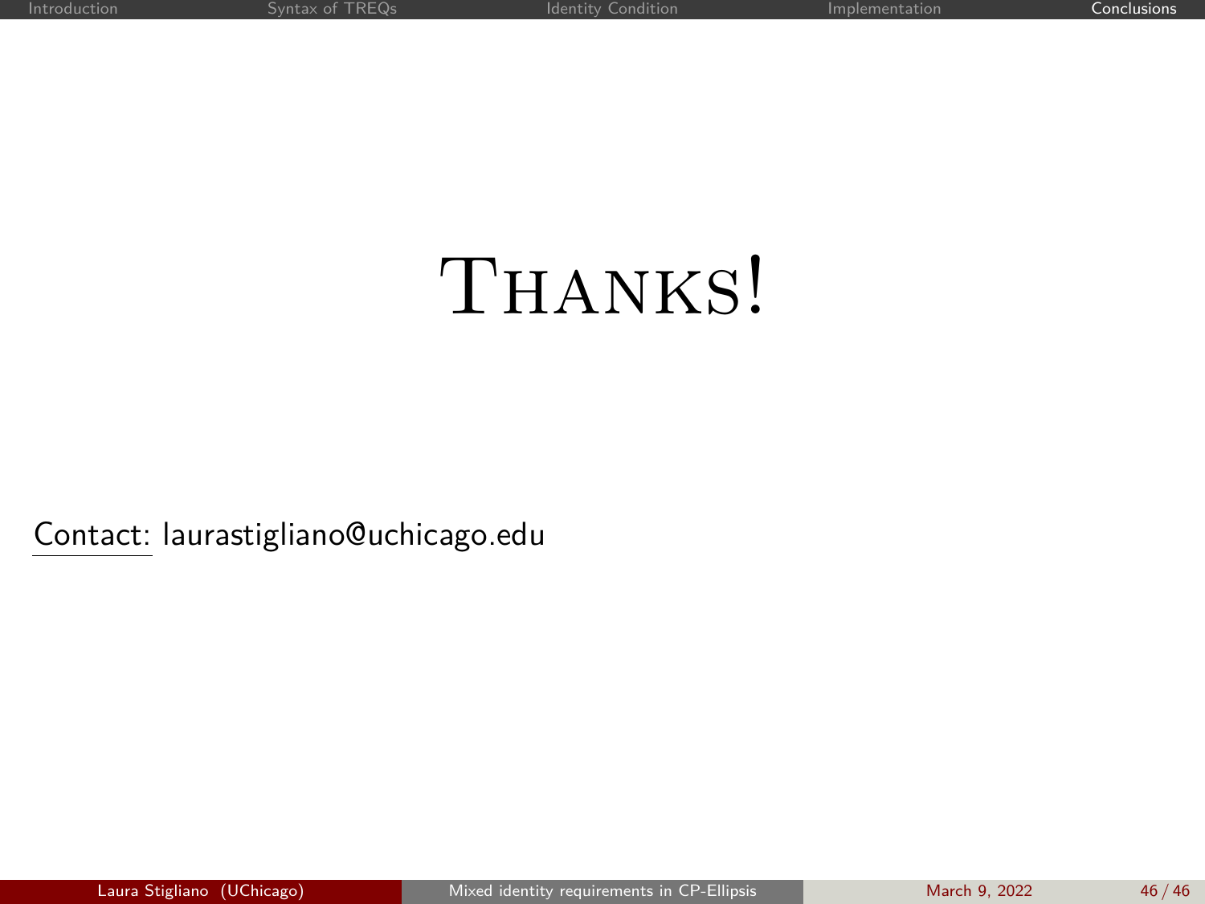# THANKS!

Contact: laurastigliano@uchicago.edu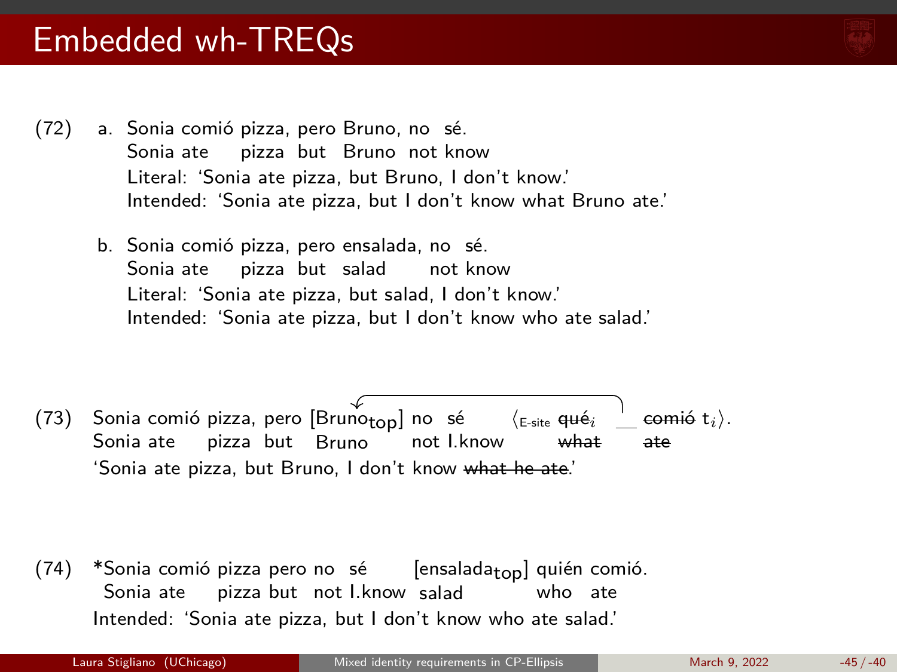# Embedded wh-TREQs

(72) a. Sonia comió pizza, pero Bruno, no sé.
Sonia ate pizza but Bruno not know
Literal: 'Sonia ate pizza, but Bruno, I don't know.'
Intended: 'Sonia ate pizza, but I don't know what Bruno ate.'

b. Sonia comió pizza, pero ensalada, no sé.
Sonia ate pizza but salad not know
Literal: 'Sonia ate pizza, but salad, I don't know.'
Intended: 'Sonia ate pizza, but I don't know who ate salad.'

(73) Sonia comió pizza, pero [Bruno$_{top}$] no sé ⟨$_{\text{E-site}}$ ~~qué~~$_i$ __ ~~comió~~ $t_i$⟩.
Sonia ate pizza but Bruno not I.know ~~what~~ ~~ate~~
'Sonia ate pizza, but Bruno, I don't know ~~what he ate~~.'

(74) *Sonia comió pizza pero no sé [ensalada$_{top}$] quién comió.
Sonia ate pizza but not I.know salad who ate
Intended: 'Sonia ate pizza, but I don't know who ate salad.'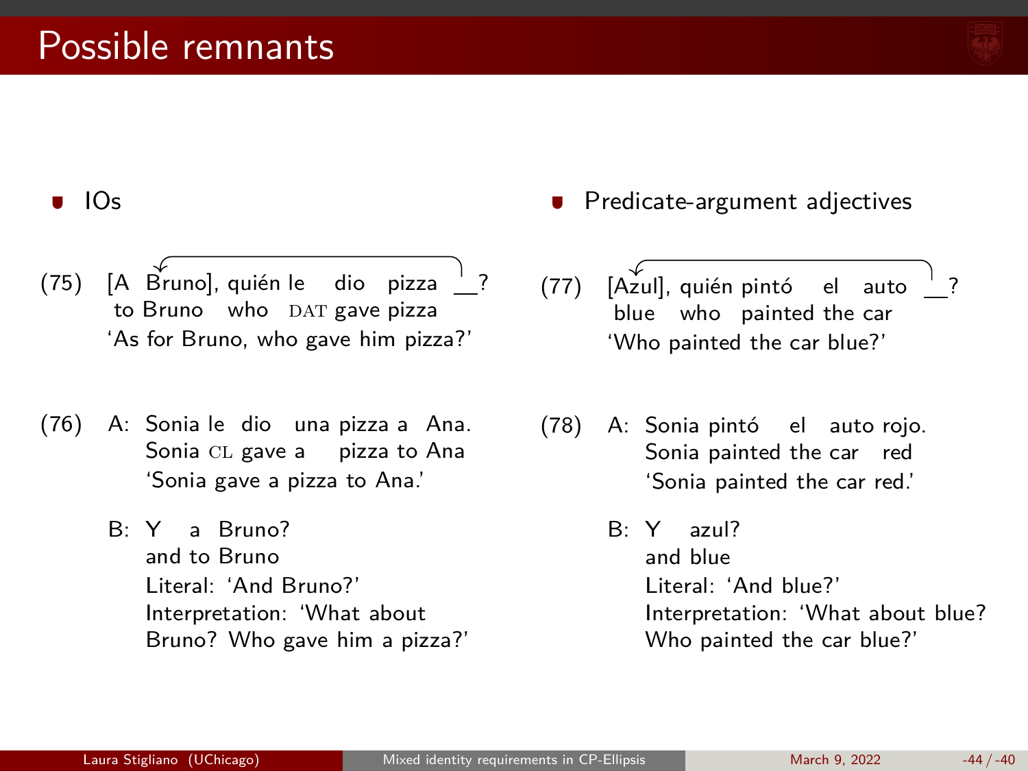# Possible remnants

- IOs

(75) [A Bruno], quién le dio pizza __?
to Bruno who DAT gave pizza
'As for Bruno, who gave him pizza?'

(76) A: Sonia le dio una pizza a Ana.
Sonia CL gave a pizza to Ana
'Sonia gave a pizza to Ana.'

B: Y a Bruno?
and to Bruno
Literal: 'And Bruno?'
Interpretation: 'What about Bruno? Who gave him a pizza?'

- Predicate-argument adjectives

(77) [Azul], quién pintó el auto __?
blue who painted the car
'Who painted the car blue?'

(78) A: Sonia pintó el auto rojo.
Sonia painted the car red
'Sonia painted the car red.'

B: Y azul?
and blue
Literal: 'And blue?'
Interpretation: 'What about blue? Who painted the car blue?'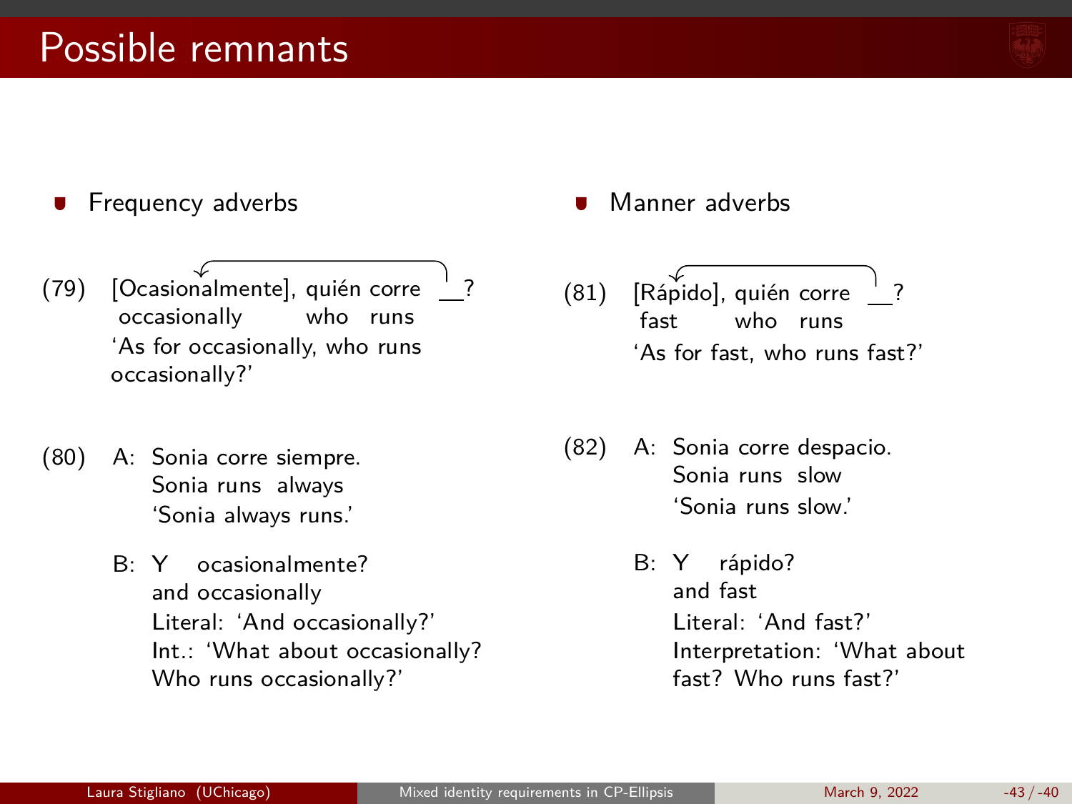# Possible remnants

- Frequency adverbs

(79) [Ocasionalmente], quién corre __?
occasionally who runs
'As for occasionally, who runs occasionally?'

(80) A: Sonia corre siempre.
Sonia runs always
'Sonia always runs.'

B: Y ocasionalmente?
and occasionally
Literal: 'And occasionally?'
Int.: 'What about occasionally? Who runs occasionally?'

- Manner adverbs

(81) [Rápido], quién corre __?
fast who runs
'As for fast, who runs fast?'

(82) A: Sonia corre despacio.
Sonia runs slow
'Sonia runs slow.'

B: Y rápido?
and fast
Literal: 'And fast?'
Interpretation: 'What about fast? Who runs fast?'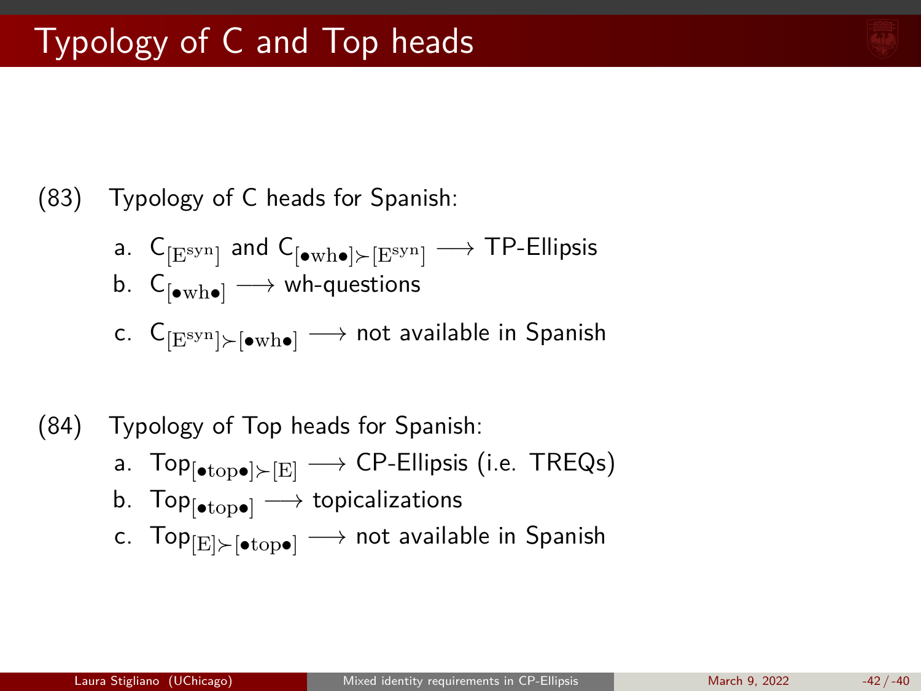# Typology of C and Top heads

(83) Typology of C heads for Spanish:

a. $\text{C}_{[\text{E}^{\text{syn}}]}$ and $\text{C}_{[\bullet\text{wh}\bullet] \succ [\text{E}^{\text{syn}}]}$ $\longrightarrow$ TP-Ellipsis

b. $\text{C}_{[\bullet\text{wh}\bullet]}$ $\longrightarrow$ wh-questions

c. $\text{C}_{[\text{E}^{\text{syn}}] \succ [\bullet\text{wh}\bullet]}$ $\longrightarrow$ not available in Spanish

(84) Typology of Top heads for Spanish:

a. $\text{Top}_{[\bullet\text{top}\bullet] \succ [\text{E}]}$ $\longrightarrow$ CP-Ellipsis (i.e. TREQs)

b. $\text{Top}_{[\bullet\text{top}\bullet]}$ $\longrightarrow$ topicalizations

c. $\text{Top}_{[\text{E}] \succ [\bullet\text{top}\bullet]}$ $\longrightarrow$ not available in Spanish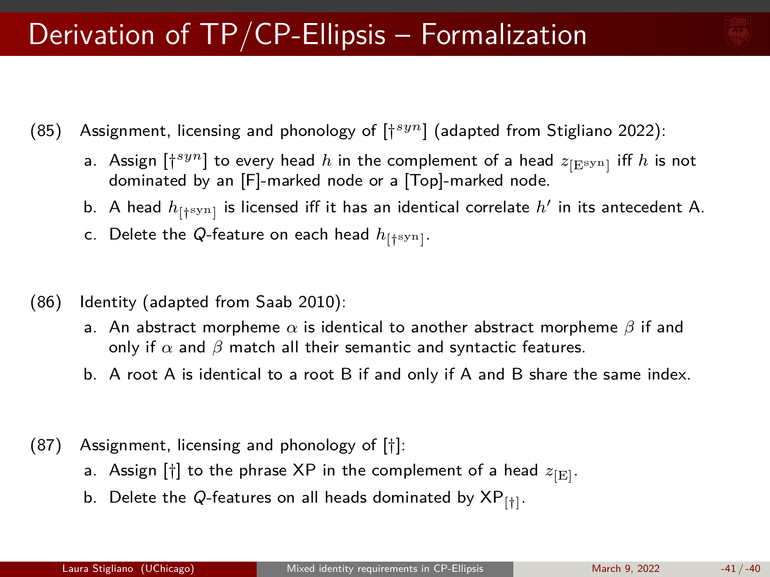# Derivation of TP/CP-Ellipsis – Formalization

(85) Assignment, licensing and phonology of [$\dagger^{syn}$] (adapted from Stigliano 2022):

a. Assign [$\dagger^{syn}$] to every head $h$ in the complement of a head $z_{[\mathrm{E}^{\mathrm{syn}}]}$ iff $h$ is not dominated by an [F]-marked node or a [Top]-marked node.

b. A head $h_{[\dagger^{\mathrm{syn}}]}$ is licensed iff it has an identical correlate $h'$ in its antecedent A.

c. Delete the *Q*-feature on each head $h_{[\dagger^{\mathrm{syn}}]}$.

(86) Identity (adapted from Saab 2010):

a. An abstract morpheme $\alpha$ is identical to another abstract morpheme $\beta$ if and only if $\alpha$ and $\beta$ match all their semantic and syntactic features.

b. A root A is identical to a root B if and only if A and B share the same index.

(87) Assignment, licensing and phonology of [†]:

a. Assign [†] to the phrase XP in the complement of a head $z_{[\mathrm{E}]}$.

b. Delete the *Q*-features on all heads dominated by $\mathrm{XP}_{[\dagger]}$.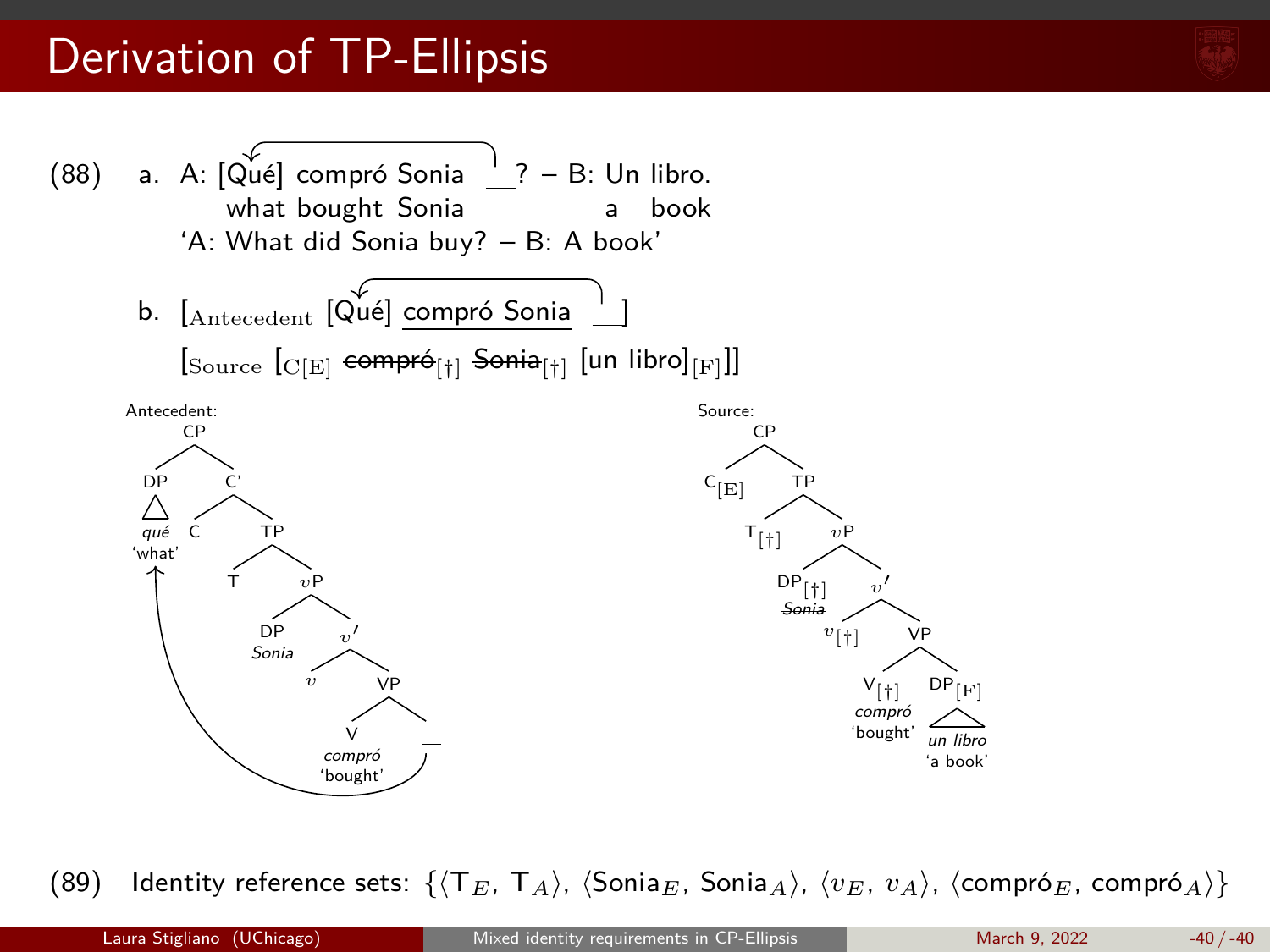# Derivation of TP-Ellipsis

(88) a. A: [Qué] compró Sonia \_\_? – B: Un libro.
what bought Sonia a book
'A: What did Sonia buy? – B: A book'

b. [$_{\text{Antecedent}}$ [Qué] compró Sonia \_\_]
[$_{\text{Source}}$ [$_{\text{C[E]}}$ ~~compró~~$_{[\dagger]}$ ~~Sonia~~$_{[\dagger]}$ [un libro]$_{\text{[F]}}$]]

Antecedent:

CP
DP C'
*qué* 'what' C TP
T $v$P
DP *Sonia* $v'$
$v$ VP
V *compró* 'bought' \_\_

Source:

CP
$\text{C}_{\text{[E]}}$ TP
$\text{T}_{[\dagger]}$ $v$P
$\text{DP}_{[\dagger]}$ ~~*Sonia*~~ $v'$
$v_{[\dagger]}$ VP
$\text{V}_{[\dagger]}$ ~~*compró*~~ 'bought' $\text{DP}_{\text{[F]}}$ *un libro* 'a book'

(89) Identity reference sets: $\{\langle \text{T}_E, \text{T}_A \rangle, \langle \text{Sonia}_E, \text{Sonia}_A \rangle, \langle v_E, v_A \rangle, \langle \text{compró}_E, \text{compró}_A \rangle\}$